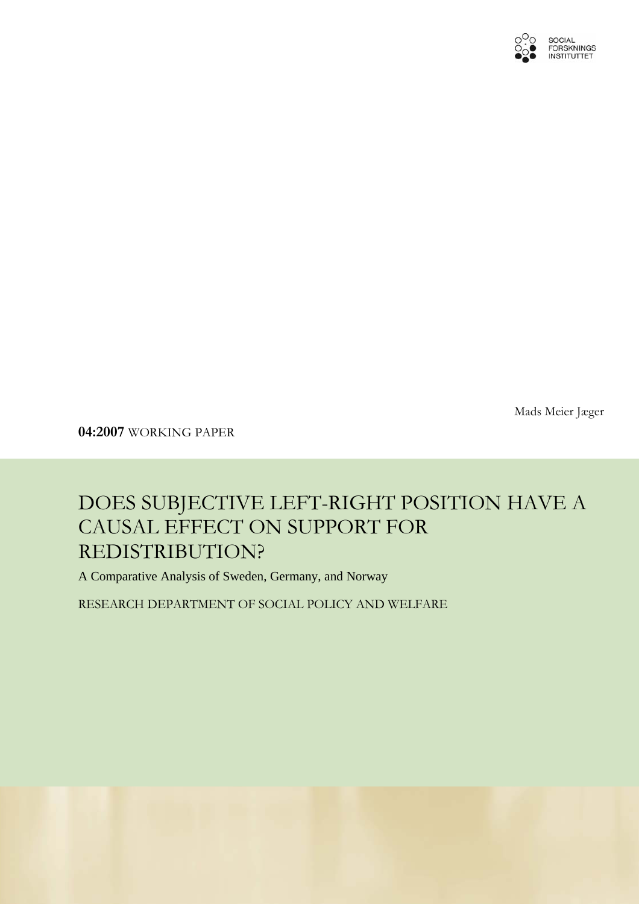SOCIAL FORSKNINGS INSTITUTTET

Mads Meier Jæger

**04:2007** WORKING PAPER

# DOES SUBJECTIVE LEFT-RIGHT POSITION HAVE A CAUSAL EFFECT ON SUPPORT FOR REDISTRIBUTION?

A Comparative Analysis of Sweden, Germany, and Norway

RESEARCH DEPARTMENT OF SOCIAL POLICY AND WELFARE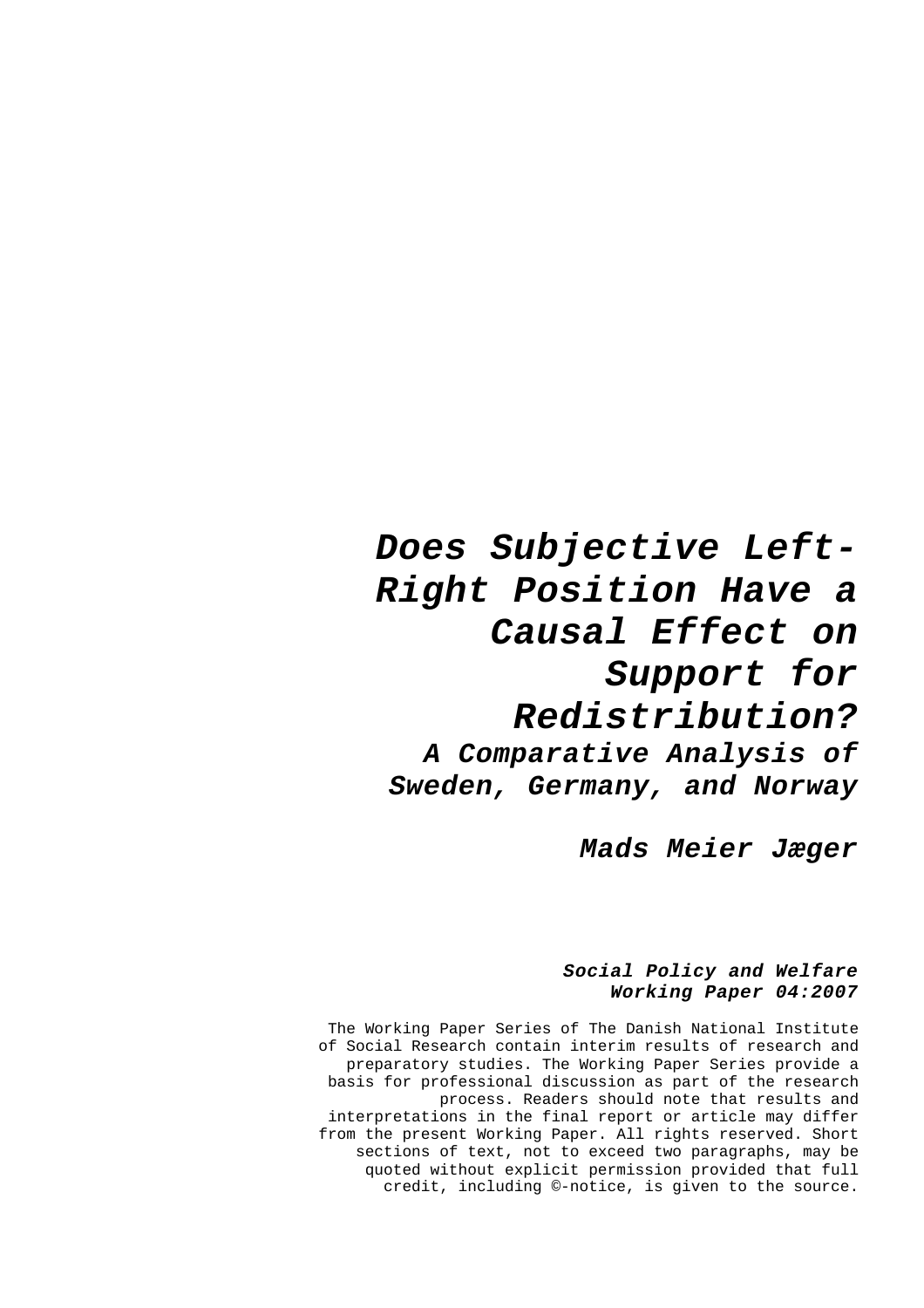# Does Subjective Left-Right Position Have a Causal Effect on Support for Redistribution?

## A Comparative Analysis of Sweden, Germany, and Norway

**Mads Meier Jæger**

***Social Policy and Welfare Working Paper 04:2007***

The Working Paper Series of The Danish National Institute of Social Research contain interim results of research and preparatory studies. The Working Paper Series provide a basis for professional discussion as part of the research process. Readers should note that results and interpretations in the final report or article may differ from the present Working Paper. All rights reserved. Short sections of text, not to exceed two paragraphs, may be quoted without explicit permission provided that full credit, including ©-notice, is given to the source.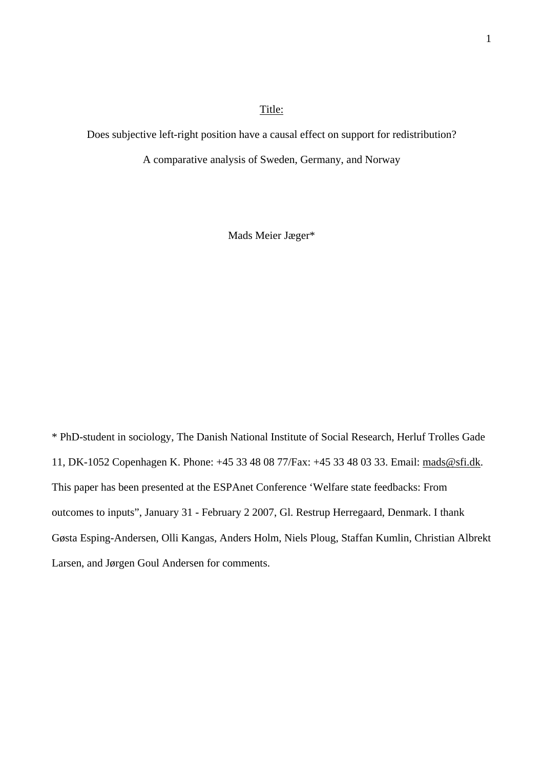Title:

Does subjective left-right position have a causal effect on support for redistribution?

A comparative analysis of Sweden, Germany, and Norway

Mads Meier Jæger*

* PhD-student in sociology, The Danish National Institute of Social Research, Herluf Trolles Gade 11, DK-1052 Copenhagen K. Phone: +45 33 48 08 77/Fax: +45 33 48 03 33. Email: mads@sfi.dk. This paper has been presented at the ESPAnet Conference 'Welfare state feedbacks: From outcomes to inputs", January 31 - February 2 2007, Gl. Restrup Herregaard, Denmark. I thank Gøsta Esping-Andersen, Olli Kangas, Anders Holm, Niels Ploug, Staffan Kumlin, Christian Albrekt Larsen, and Jørgen Goul Andersen for comments.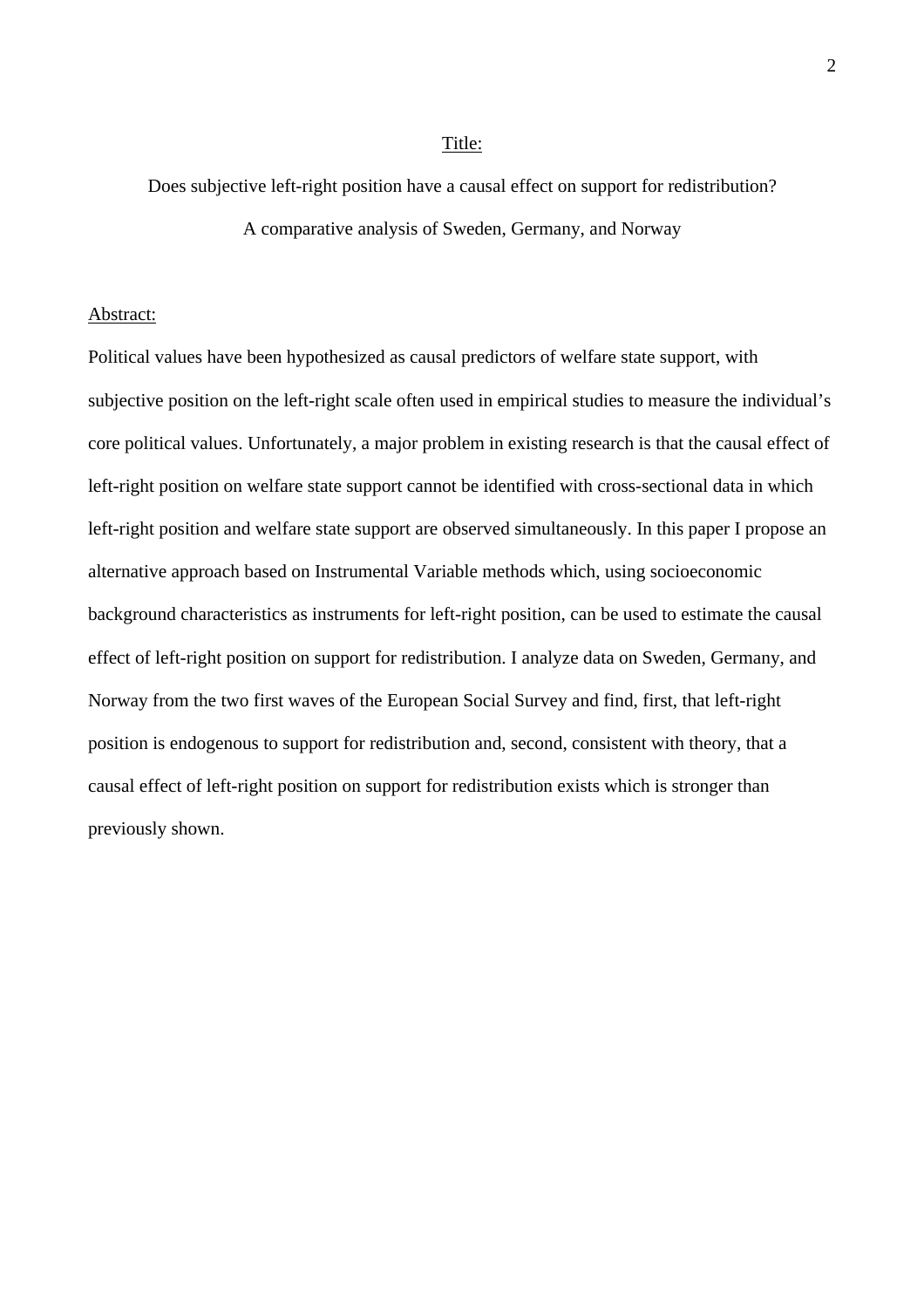Title:

Does subjective left-right position have a causal effect on support for redistribution?

A comparative analysis of Sweden, Germany, and Norway

Abstract:

Political values have been hypothesized as causal predictors of welfare state support, with subjective position on the left-right scale often used in empirical studies to measure the individual's core political values. Unfortunately, a major problem in existing research is that the causal effect of left-right position on welfare state support cannot be identified with cross-sectional data in which left-right position and welfare state support are observed simultaneously. In this paper I propose an alternative approach based on Instrumental Variable methods which, using socioeconomic background characteristics as instruments for left-right position, can be used to estimate the causal effect of left-right position on support for redistribution. I analyze data on Sweden, Germany, and Norway from the two first waves of the European Social Survey and find, first, that left-right position is endogenous to support for redistribution and, second, consistent with theory, that a causal effect of left-right position on support for redistribution exists which is stronger than previously shown.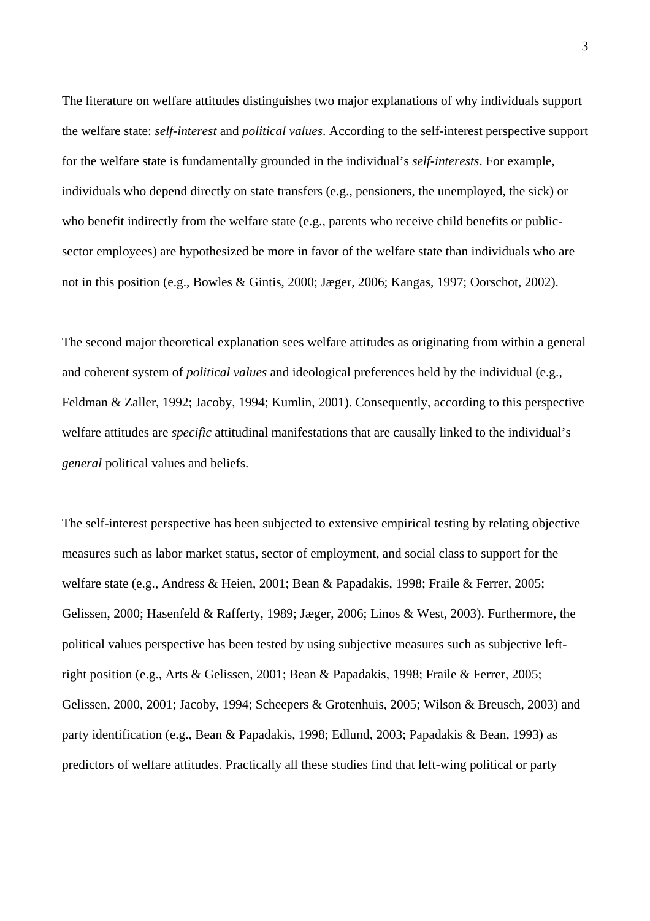The literature on welfare attitudes distinguishes two major explanations of why individuals support the welfare state: *self-interest* and *political values*. According to the self-interest perspective support for the welfare state is fundamentally grounded in the individual's *self-interests*. For example, individuals who depend directly on state transfers (e.g., pensioners, the unemployed, the sick) or who benefit indirectly from the welfare state (e.g., parents who receive child benefits or public-sector employees) are hypothesized be more in favor of the welfare state than individuals who are not in this position (e.g., Bowles & Gintis, 2000; Jæger, 2006; Kangas, 1997; Oorschot, 2002).

The second major theoretical explanation sees welfare attitudes as originating from within a general and coherent system of *political values* and ideological preferences held by the individual (e.g., Feldman & Zaller, 1992; Jacoby, 1994; Kumlin, 2001). Consequently, according to this perspective welfare attitudes are *specific* attitudinal manifestations that are causally linked to the individual's *general* political values and beliefs.

The self-interest perspective has been subjected to extensive empirical testing by relating objective measures such as labor market status, sector of employment, and social class to support for the welfare state (e.g., Andress & Heien, 2001; Bean & Papadakis, 1998; Fraile & Ferrer, 2005; Gelissen, 2000; Hasenfeld & Rafferty, 1989; Jæger, 2006; Linos & West, 2003). Furthermore, the political values perspective has been tested by using subjective measures such as subjective left-right position (e.g., Arts & Gelissen, 2001; Bean & Papadakis, 1998; Fraile & Ferrer, 2005; Gelissen, 2000, 2001; Jacoby, 1994; Scheepers & Grotenhuis, 2005; Wilson & Breusch, 2003) and party identification (e.g., Bean & Papadakis, 1998; Edlund, 2003; Papadakis & Bean, 1993) as predictors of welfare attitudes. Practically all these studies find that left-wing political or party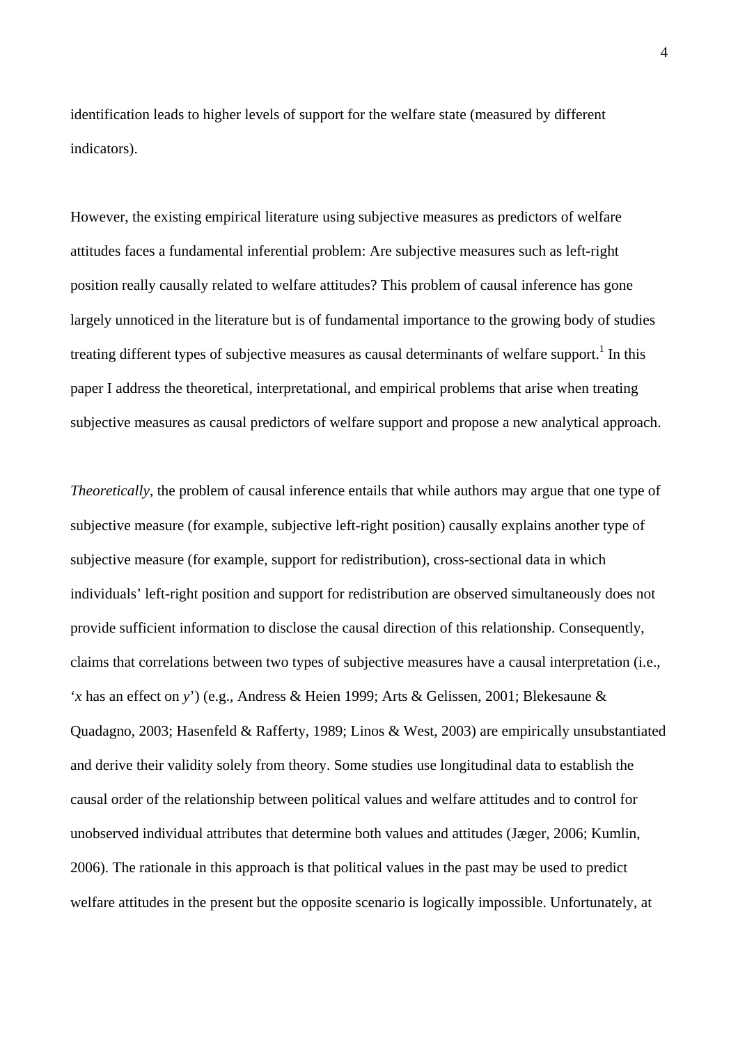identification leads to higher levels of support for the welfare state (measured by different indicators).

However, the existing empirical literature using subjective measures as predictors of welfare attitudes faces a fundamental inferential problem: Are subjective measures such as left-right position really causally related to welfare attitudes? This problem of causal inference has gone largely unnoticed in the literature but is of fundamental importance to the growing body of studies treating different types of subjective measures as causal determinants of welfare support.[1] In this paper I address the theoretical, interpretational, and empirical problems that arise when treating subjective measures as causal predictors of welfare support and propose a new analytical approach.

*Theoretically*, the problem of causal inference entails that while authors may argue that one type of subjective measure (for example, subjective left-right position) causally explains another type of subjective measure (for example, support for redistribution), cross-sectional data in which individuals' left-right position and support for redistribution are observed simultaneously does not provide sufficient information to disclose the causal direction of this relationship. Consequently, claims that correlations between two types of subjective measures have a causal interpretation (i.e., '*x* has an effect on *y*') (e.g., Andress & Heien 1999; Arts & Gelissen, 2001; Blekesaune & Quadagno, 2003; Hasenfeld & Rafferty, 1989; Linos & West, 2003) are empirically unsubstantiated and derive their validity solely from theory. Some studies use longitudinal data to establish the causal order of the relationship between political values and welfare attitudes and to control for unobserved individual attributes that determine both values and attitudes (Jæger, 2006; Kumlin, 2006). The rationale in this approach is that political values in the past may be used to predict welfare attitudes in the present but the opposite scenario is logically impossible. Unfortunately, at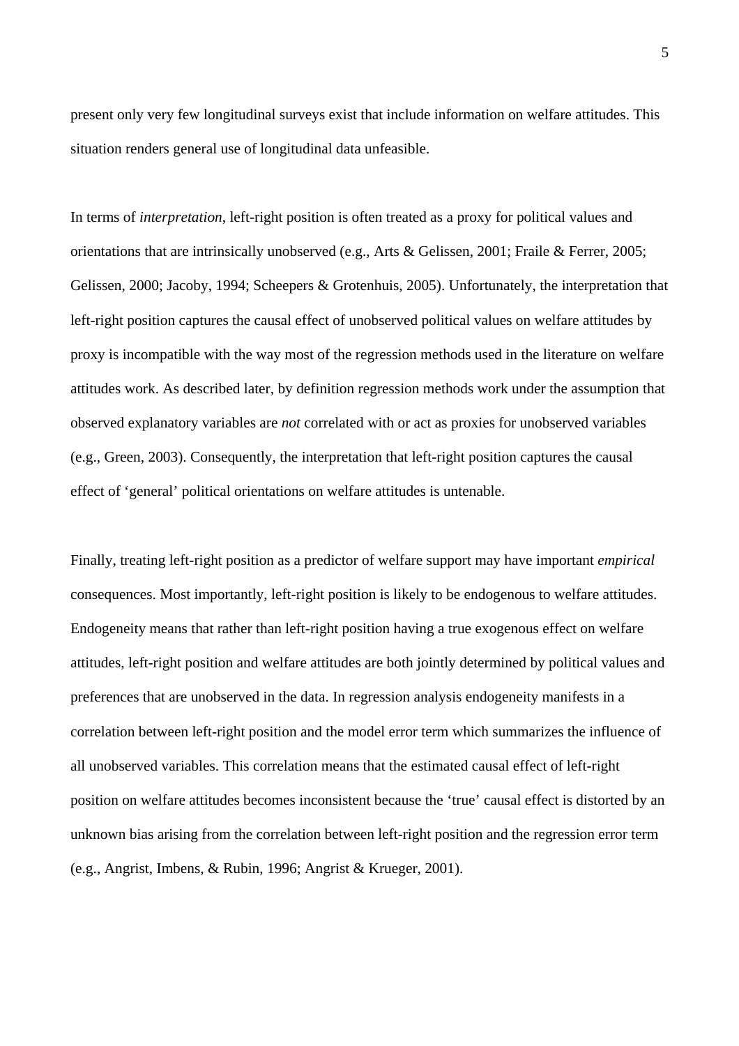present only very few longitudinal surveys exist that include information on welfare attitudes. This situation renders general use of longitudinal data unfeasible.

In terms of *interpretation*, left-right position is often treated as a proxy for political values and orientations that are intrinsically unobserved (e.g., Arts & Gelissen, 2001; Fraile & Ferrer, 2005; Gelissen, 2000; Jacoby, 1994; Scheepers & Grotenhuis, 2005). Unfortunately, the interpretation that left-right position captures the causal effect of unobserved political values on welfare attitudes by proxy is incompatible with the way most of the regression methods used in the literature on welfare attitudes work. As described later, by definition regression methods work under the assumption that observed explanatory variables are *not* correlated with or act as proxies for unobserved variables (e.g., Green, 2003). Consequently, the interpretation that left-right position captures the causal effect of 'general' political orientations on welfare attitudes is untenable.

Finally, treating left-right position as a predictor of welfare support may have important *empirical* consequences. Most importantly, left-right position is likely to be endogenous to welfare attitudes. Endogeneity means that rather than left-right position having a true exogenous effect on welfare attitudes, left-right position and welfare attitudes are both jointly determined by political values and preferences that are unobserved in the data. In regression analysis endogeneity manifests in a correlation between left-right position and the model error term which summarizes the influence of all unobserved variables. This correlation means that the estimated causal effect of left-right position on welfare attitudes becomes inconsistent because the 'true' causal effect is distorted by an unknown bias arising from the correlation between left-right position and the regression error term (e.g., Angrist, Imbens, & Rubin, 1996; Angrist & Krueger, 2001).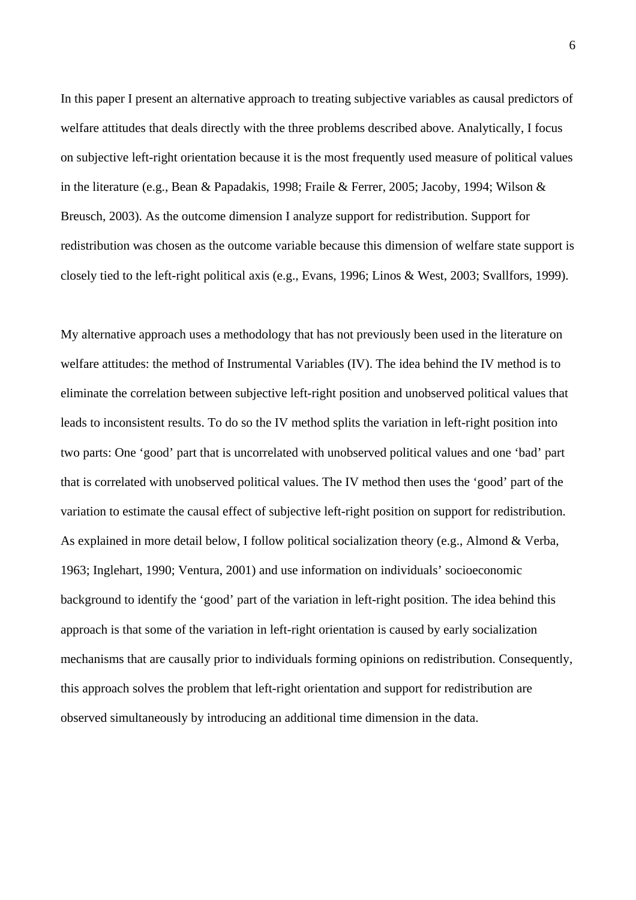In this paper I present an alternative approach to treating subjective variables as causal predictors of welfare attitudes that deals directly with the three problems described above. Analytically, I focus on subjective left-right orientation because it is the most frequently used measure of political values in the literature (e.g., Bean & Papadakis, 1998; Fraile & Ferrer, 2005; Jacoby, 1994; Wilson & Breusch, 2003). As the outcome dimension I analyze support for redistribution. Support for redistribution was chosen as the outcome variable because this dimension of welfare state support is closely tied to the left-right political axis (e.g., Evans, 1996; Linos & West, 2003; Svallfors, 1999).

My alternative approach uses a methodology that has not previously been used in the literature on welfare attitudes: the method of Instrumental Variables (IV). The idea behind the IV method is to eliminate the correlation between subjective left-right position and unobserved political values that leads to inconsistent results. To do so the IV method splits the variation in left-right position into two parts: One 'good' part that is uncorrelated with unobserved political values and one 'bad' part that is correlated with unobserved political values. The IV method then uses the 'good' part of the variation to estimate the causal effect of subjective left-right position on support for redistribution. As explained in more detail below, I follow political socialization theory (e.g., Almond & Verba, 1963; Inglehart, 1990; Ventura, 2001) and use information on individuals' socioeconomic background to identify the 'good' part of the variation in left-right position. The idea behind this approach is that some of the variation in left-right orientation is caused by early socialization mechanisms that are causally prior to individuals forming opinions on redistribution. Consequently, this approach solves the problem that left-right orientation and support for redistribution are observed simultaneously by introducing an additional time dimension in the data.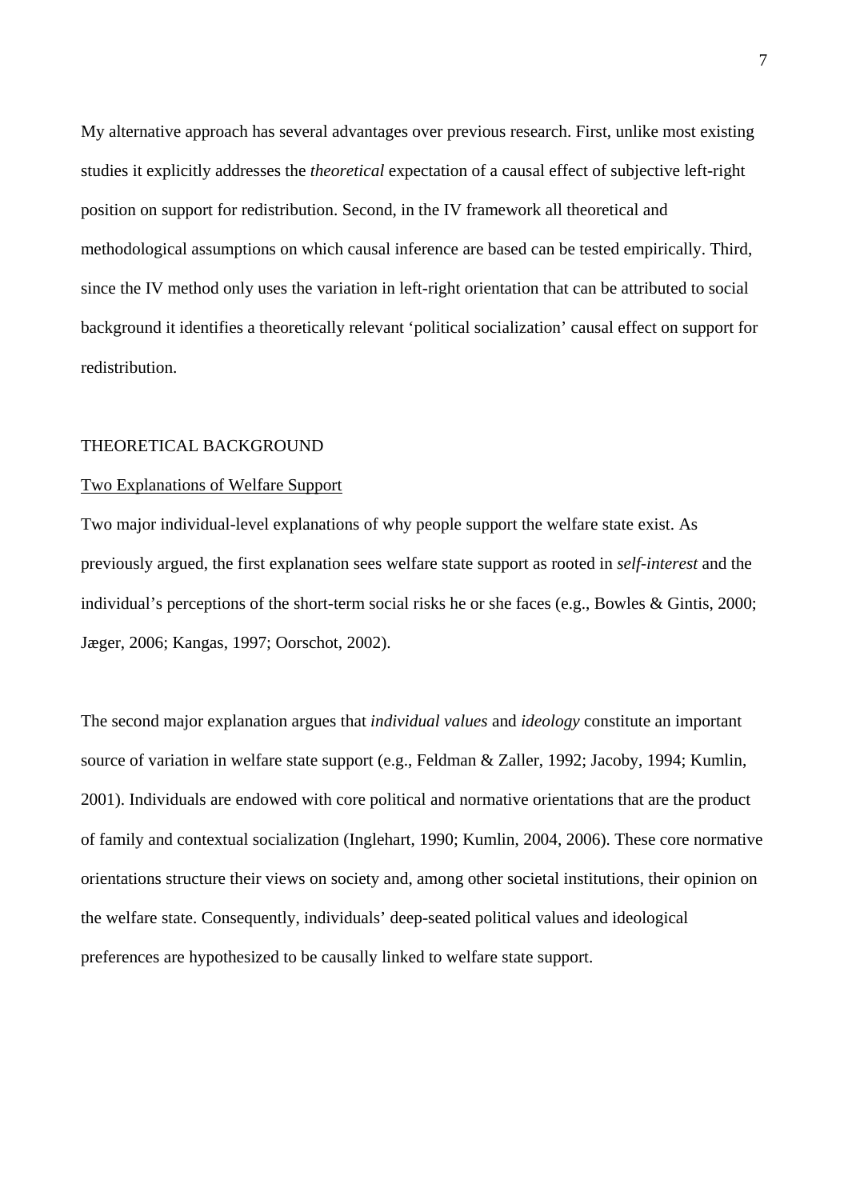My alternative approach has several advantages over previous research. First, unlike most existing studies it explicitly addresses the *theoretical* expectation of a causal effect of subjective left-right position on support for redistribution. Second, in the IV framework all theoretical and methodological assumptions on which causal inference are based can be tested empirically. Third, since the IV method only uses the variation in left-right orientation that can be attributed to social background it identifies a theoretically relevant 'political socialization' causal effect on support for redistribution.

## THEORETICAL BACKGROUND

### Two Explanations of Welfare Support

Two major individual-level explanations of why people support the welfare state exist. As previously argued, the first explanation sees welfare state support as rooted in *self-interest* and the individual's perceptions of the short-term social risks he or she faces (e.g., Bowles & Gintis, 2000; Jæger, 2006; Kangas, 1997; Oorschot, 2002).

The second major explanation argues that *individual values* and *ideology* constitute an important source of variation in welfare state support (e.g., Feldman & Zaller, 1992; Jacoby, 1994; Kumlin, 2001). Individuals are endowed with core political and normative orientations that are the product of family and contextual socialization (Inglehart, 1990; Kumlin, 2004, 2006). These core normative orientations structure their views on society and, among other societal institutions, their opinion on the welfare state. Consequently, individuals' deep-seated political values and ideological preferences are hypothesized to be causally linked to welfare state support.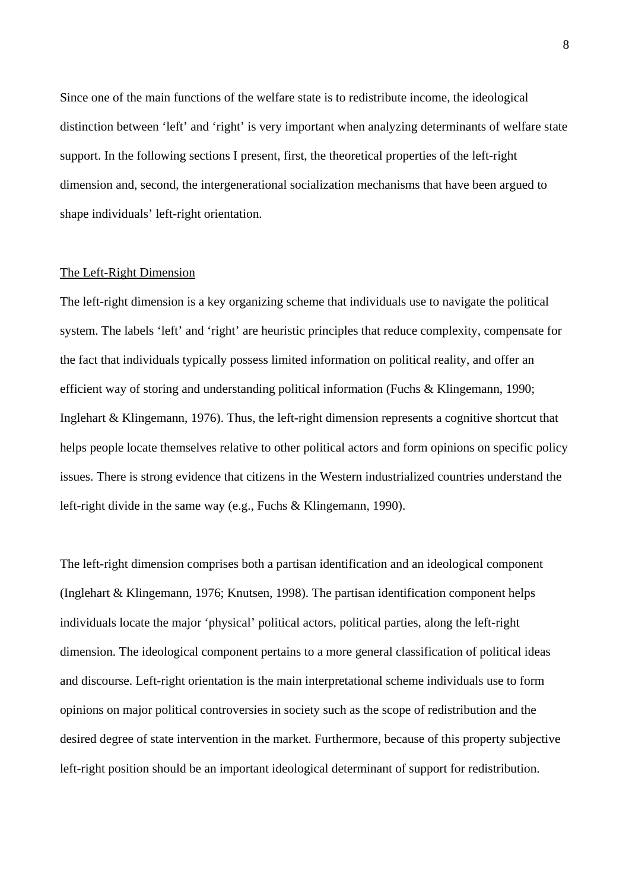Since one of the main functions of the welfare state is to redistribute income, the ideological distinction between 'left' and 'right' is very important when analyzing determinants of welfare state support. In the following sections I present, first, the theoretical properties of the left-right dimension and, second, the intergenerational socialization mechanisms that have been argued to shape individuals' left-right orientation.

## The Left-Right Dimension

The left-right dimension is a key organizing scheme that individuals use to navigate the political system. The labels 'left' and 'right' are heuristic principles that reduce complexity, compensate for the fact that individuals typically possess limited information on political reality, and offer an efficient way of storing and understanding political information (Fuchs & Klingemann, 1990; Inglehart & Klingemann, 1976). Thus, the left-right dimension represents a cognitive shortcut that helps people locate themselves relative to other political actors and form opinions on specific policy issues. There is strong evidence that citizens in the Western industrialized countries understand the left-right divide in the same way (e.g., Fuchs & Klingemann, 1990).

The left-right dimension comprises both a partisan identification and an ideological component (Inglehart & Klingemann, 1976; Knutsen, 1998). The partisan identification component helps individuals locate the major 'physical' political actors, political parties, along the left-right dimension. The ideological component pertains to a more general classification of political ideas and discourse. Left-right orientation is the main interpretational scheme individuals use to form opinions on major political controversies in society such as the scope of redistribution and the desired degree of state intervention in the market. Furthermore, because of this property subjective left-right position should be an important ideological determinant of support for redistribution.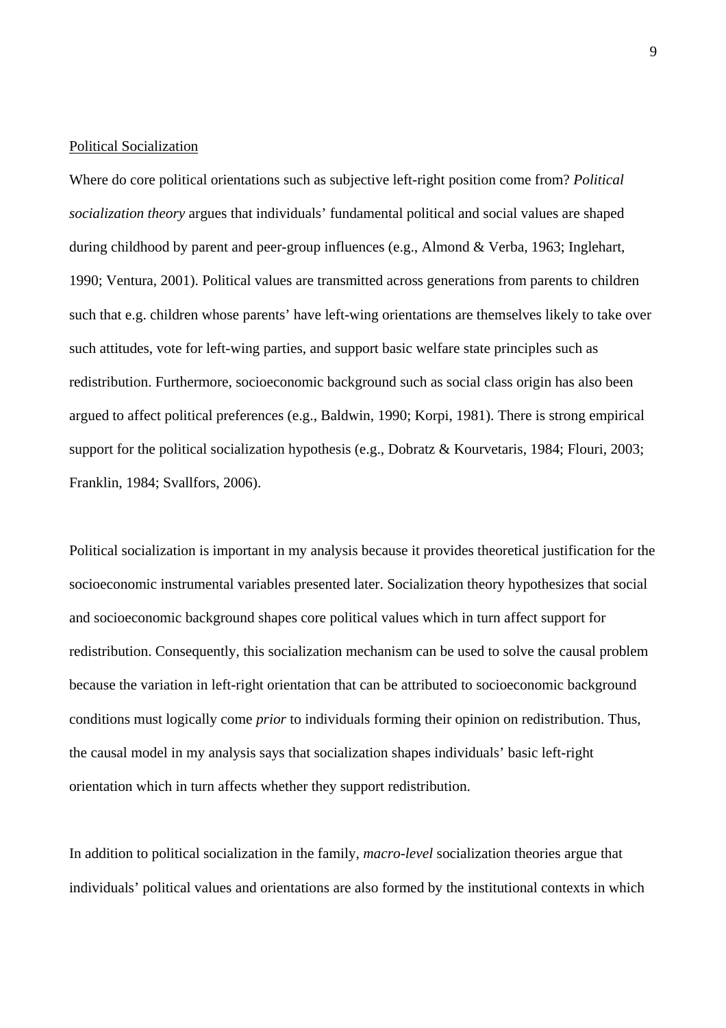Political Socialization

Where do core political orientations such as subjective left-right position come from? *Political socialization theory* argues that individuals' fundamental political and social values are shaped during childhood by parent and peer-group influences (e.g., Almond & Verba, 1963; Inglehart, 1990; Ventura, 2001). Political values are transmitted across generations from parents to children such that e.g. children whose parents' have left-wing orientations are themselves likely to take over such attitudes, vote for left-wing parties, and support basic welfare state principles such as redistribution. Furthermore, socioeconomic background such as social class origin has also been argued to affect political preferences (e.g., Baldwin, 1990; Korpi, 1981). There is strong empirical support for the political socialization hypothesis (e.g., Dobratz & Kourvetaris, 1984; Flouri, 2003; Franklin, 1984; Svallfors, 2006).

Political socialization is important in my analysis because it provides theoretical justification for the socioeconomic instrumental variables presented later. Socialization theory hypothesizes that social and socioeconomic background shapes core political values which in turn affect support for redistribution. Consequently, this socialization mechanism can be used to solve the causal problem because the variation in left-right orientation that can be attributed to socioeconomic background conditions must logically come *prior* to individuals forming their opinion on redistribution. Thus, the causal model in my analysis says that socialization shapes individuals' basic left-right orientation which in turn affects whether they support redistribution.

In addition to political socialization in the family, *macro-level* socialization theories argue that individuals' political values and orientations are also formed by the institutional contexts in which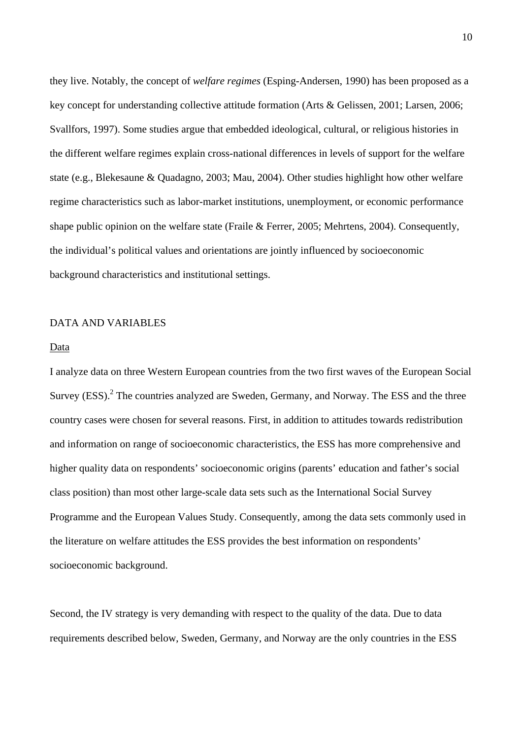they live. Notably, the concept of *welfare regimes* (Esping-Andersen, 1990) has been proposed as a key concept for understanding collective attitude formation (Arts & Gelissen, 2001; Larsen, 2006; Svallfors, 1997). Some studies argue that embedded ideological, cultural, or religious histories in the different welfare regimes explain cross-national differences in levels of support for the welfare state (e.g., Blekesaune & Quadagno, 2003; Mau, 2004). Other studies highlight how other welfare regime characteristics such as labor-market institutions, unemployment, or economic performance shape public opinion on the welfare state (Fraile & Ferrer, 2005; Mehrtens, 2004). Consequently, the individual's political values and orientations are jointly influenced by socioeconomic background characteristics and institutional settings.

## DATA AND VARIABLES

### Data

I analyze data on three Western European countries from the two first waves of the European Social Survey (ESS).[2] The countries analyzed are Sweden, Germany, and Norway. The ESS and the three country cases were chosen for several reasons. First, in addition to attitudes towards redistribution and information on range of socioeconomic characteristics, the ESS has more comprehensive and higher quality data on respondents' socioeconomic origins (parents' education and father's social class position) than most other large-scale data sets such as the International Social Survey Programme and the European Values Study. Consequently, among the data sets commonly used in the literature on welfare attitudes the ESS provides the best information on respondents' socioeconomic background.

Second, the IV strategy is very demanding with respect to the quality of the data. Due to data requirements described below, Sweden, Germany, and Norway are the only countries in the ESS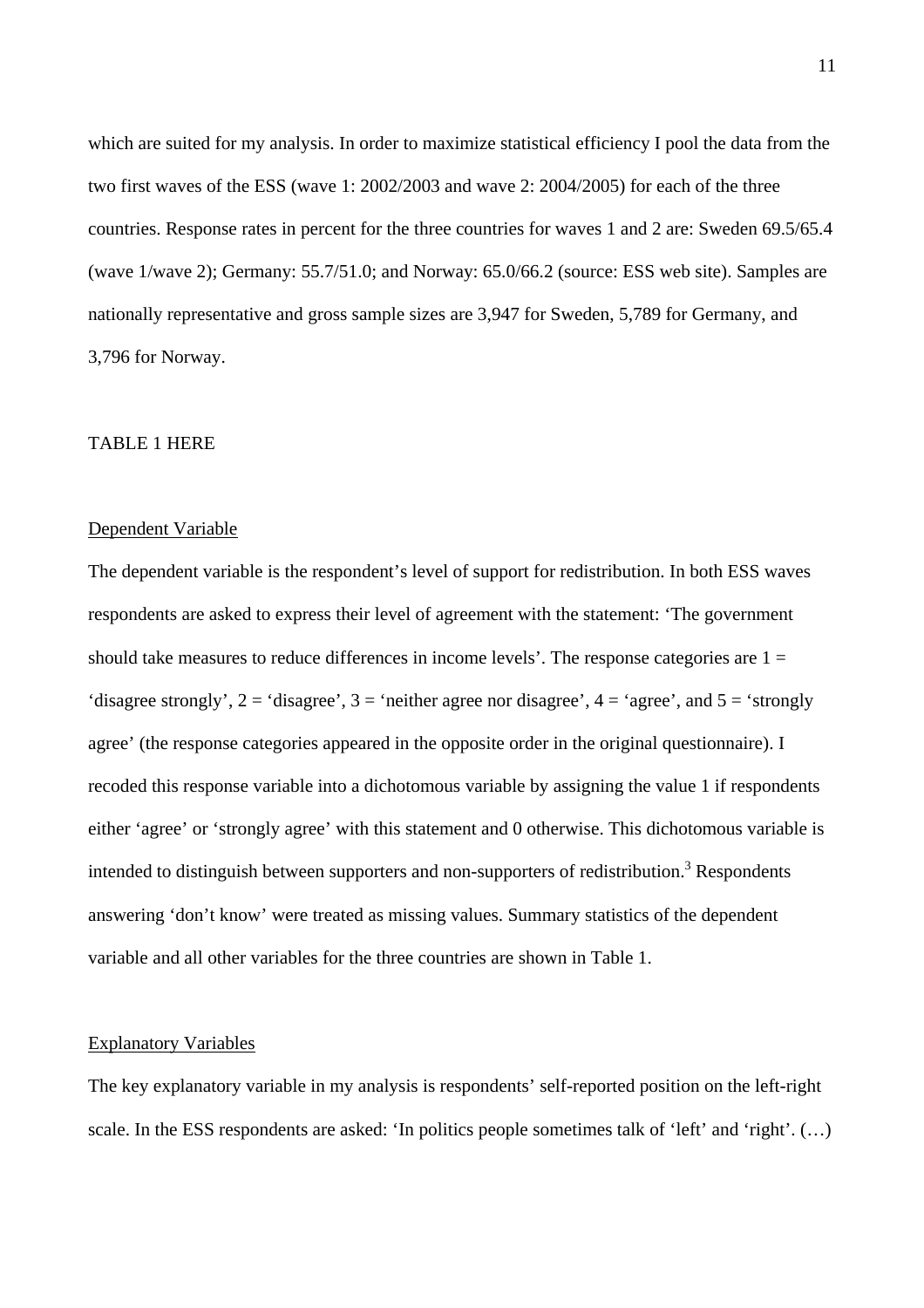which are suited for my analysis. In order to maximize statistical efficiency I pool the data from the two first waves of the ESS (wave 1: 2002/2003 and wave 2: 2004/2005) for each of the three countries. Response rates in percent for the three countries for waves 1 and 2 are: Sweden 69.5/65.4 (wave 1/wave 2); Germany: 55.7/51.0; and Norway: 65.0/66.2 (source: ESS web site). Samples are nationally representative and gross sample sizes are 3,947 for Sweden, 5,789 for Germany, and 3,796 for Norway.

TABLE 1 HERE

<u>Dependent Variable</u>

The dependent variable is the respondent's level of support for redistribution. In both ESS waves respondents are asked to express their level of agreement with the statement: 'The government should take measures to reduce differences in income levels'. The response categories are 1 = 'disagree strongly', 2 = 'disagree', 3 = 'neither agree nor disagree', 4 = 'agree', and 5 = 'strongly agree' (the response categories appeared in the opposite order in the original questionnaire). I recoded this response variable into a dichotomous variable by assigning the value 1 if respondents either 'agree' or 'strongly agree' with this statement and 0 otherwise. This dichotomous variable is intended to distinguish between supporters and non-supporters of redistribution.[3] Respondents answering 'don't know' were treated as missing values. Summary statistics of the dependent variable and all other variables for the three countries are shown in Table 1.

<u>Explanatory Variables</u>

The key explanatory variable in my analysis is respondents' self-reported position on the left-right scale. In the ESS respondents are asked: 'In politics people sometimes talk of 'left' and 'right'. (…)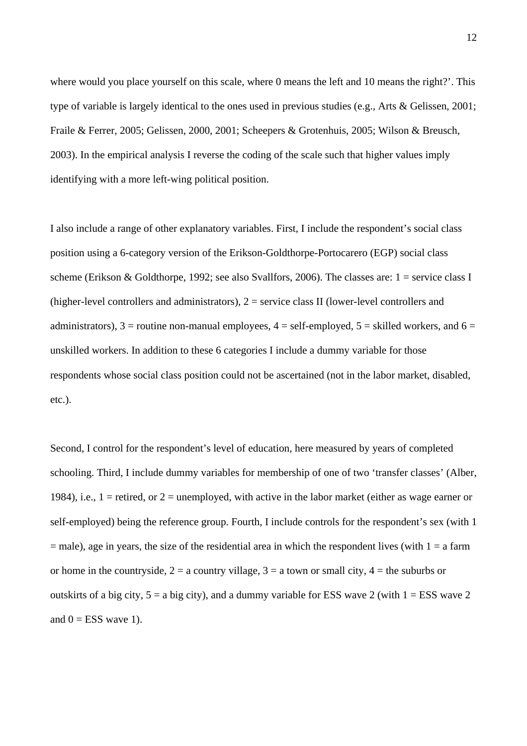where would you place yourself on this scale, where 0 means the left and 10 means the right?'. This type of variable is largely identical to the ones used in previous studies (e.g., Arts & Gelissen, 2001; Fraile & Ferrer, 2005; Gelissen, 2000, 2001; Scheepers & Grotenhuis, 2005; Wilson & Breusch, 2003). In the empirical analysis I reverse the coding of the scale such that higher values imply identifying with a more left-wing political position.

I also include a range of other explanatory variables. First, I include the respondent's social class position using a 6-category version of the Erikson-Goldthorpe-Portocarero (EGP) social class scheme (Erikson & Goldthorpe, 1992; see also Svallfors, 2006). The classes are: 1 = service class I (higher-level controllers and administrators), 2 = service class II (lower-level controllers and administrators), 3 = routine non-manual employees, 4 = self-employed, 5 = skilled workers, and 6 = unskilled workers. In addition to these 6 categories I include a dummy variable for those respondents whose social class position could not be ascertained (not in the labor market, disabled, etc.).

Second, I control for the respondent's level of education, here measured by years of completed schooling. Third, I include dummy variables for membership of one of two 'transfer classes' (Alber, 1984), i.e., 1 = retired, or 2 = unemployed, with active in the labor market (either as wage earner or self-employed) being the reference group. Fourth, I include controls for the respondent's sex (with 1 = male), age in years, the size of the residential area in which the respondent lives (with 1 = a farm or home in the countryside, 2 = a country village, 3 = a town or small city, 4 = the suburbs or outskirts of a big city, 5 = a big city), and a dummy variable for ESS wave 2 (with 1 = ESS wave 2 and 0 = ESS wave 1).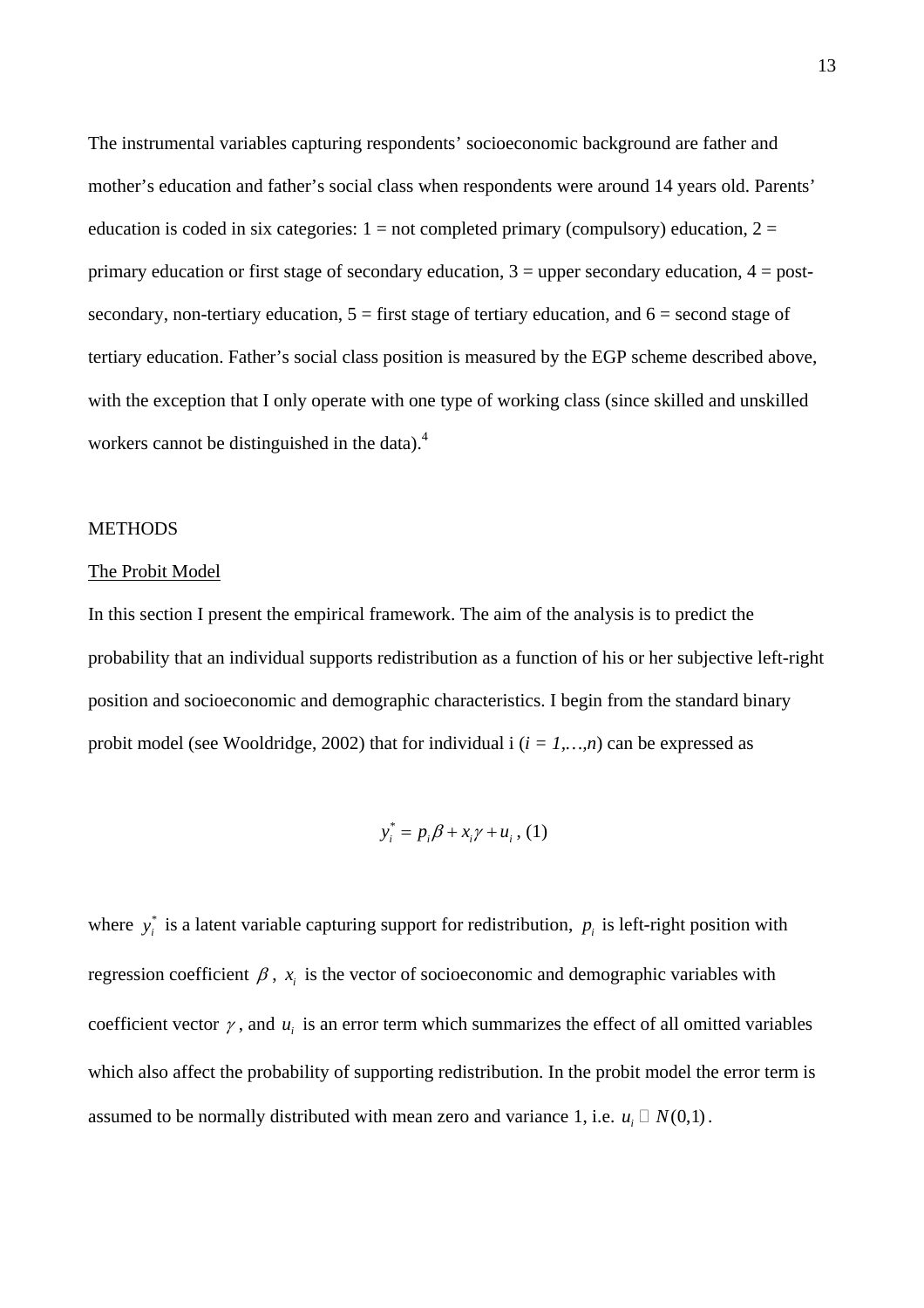The instrumental variables capturing respondents' socioeconomic background are father and mother's education and father's social class when respondents were around 14 years old. Parents' education is coded in six categories: 1 = not completed primary (compulsory) education, 2 = primary education or first stage of secondary education, 3 = upper secondary education, 4 = post-secondary, non-tertiary education, 5 = first stage of tertiary education, and 6 = second stage of tertiary education. Father's social class position is measured by the EGP scheme described above, with the exception that I only operate with one type of working class (since skilled and unskilled workers cannot be distinguished in the data).[4]

## METHODS

### The Probit Model

In this section I present the empirical framework. The aim of the analysis is to predict the probability that an individual supports redistribution as a function of his or her subjective left-right position and socioeconomic and demographic characteristics. I begin from the standard binary probit model (see Wooldridge, 2002) that for individual i (*i = 1,…,n*) can be expressed as

$$y_i^* = p_i\beta + x_i\gamma + u_i \text{ , (1)}$$

where $y_i^*$ is a latent variable capturing support for redistribution, $p_i$ is left-right position with regression coefficient $\beta$, $x_i$ is the vector of socioeconomic and demographic variables with coefficient vector $\gamma$, and $u_i$ is an error term which summarizes the effect of all omitted variables which also affect the probability of supporting redistribution. In the probit model the error term is assumed to be normally distributed with mean zero and variance 1, i.e. $u_i \sim N(0,1)$.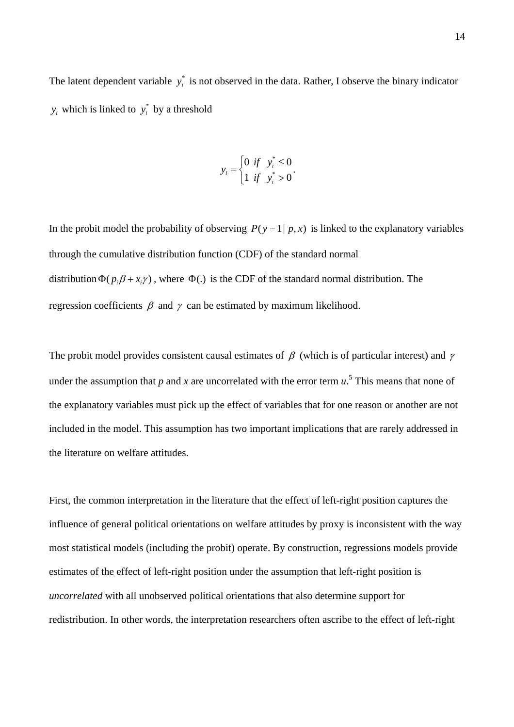The latent dependent variable $y_i^*$ is not observed in the data. Rather, I observe the binary indicator $y_i$ which is linked to $y_i^*$ by a threshold

$$y_i = \begin{cases} 0 & if \quad y_i^* \leq 0 \\ 1 & if \quad y_i^* > 0 \end{cases}.$$

In the probit model the probability of observing $P(y = 1 | p, x)$ is linked to the explanatory variables through the cumulative distribution function (CDF) of the standard normal distribution $\Phi(p_i\beta + x_i\gamma)$, where $\Phi(.)$ is the CDF of the standard normal distribution. The regression coefficients $\beta$ and $\gamma$ can be estimated by maximum likelihood.

The probit model provides consistent causal estimates of $\beta$ (which is of particular interest) and $\gamma$ under the assumption that *p* and *x* are uncorrelated with the error term *u*.[5] This means that none of the explanatory variables must pick up the effect of variables that for one reason or another are not included in the model. This assumption has two important implications that are rarely addressed in the literature on welfare attitudes.

First, the common interpretation in the literature that the effect of left-right position captures the influence of general political orientations on welfare attitudes by proxy is inconsistent with the way most statistical models (including the probit) operate. By construction, regressions models provide estimates of the effect of left-right position under the assumption that left-right position is *uncorrelated* with all unobserved political orientations that also determine support for redistribution. In other words, the interpretation researchers often ascribe to the effect of left-right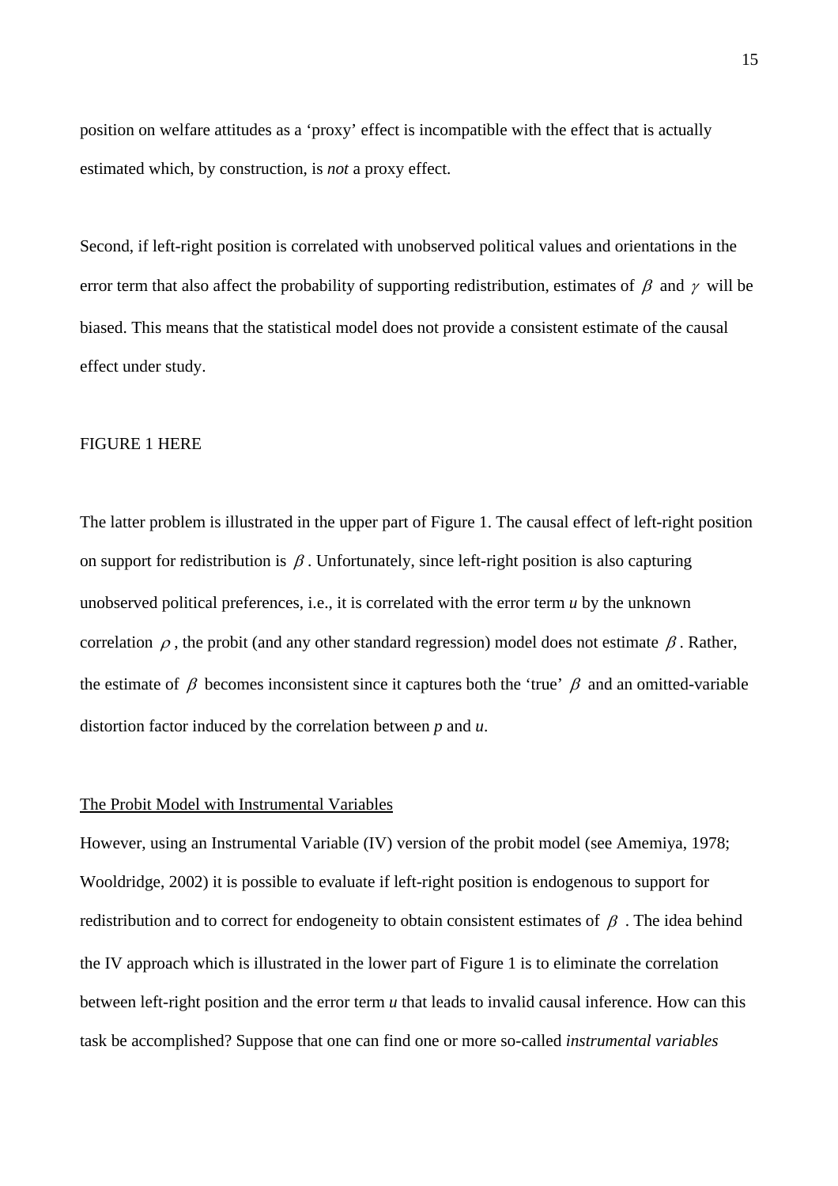position on welfare attitudes as a ‘proxy’ effect is incompatible with the effect that is actually estimated which, by construction, is *not* a proxy effect.

Second, if left-right position is correlated with unobserved political values and orientations in the error term that also affect the probability of supporting redistribution, estimates of $\beta$ and $\gamma$ will be biased. This means that the statistical model does not provide a consistent estimate of the causal effect under study.

FIGURE 1 HERE

The latter problem is illustrated in the upper part of Figure 1. The causal effect of left-right position on support for redistribution is $\beta$. Unfortunately, since left-right position is also capturing unobserved political preferences, i.e., it is correlated with the error term $u$ by the unknown correlation $\rho$, the probit (and any other standard regression) model does not estimate $\beta$. Rather, the estimate of $\beta$ becomes inconsistent since it captures both the ‘true’ $\beta$ and an omitted-variable distortion factor induced by the correlation between $p$ and $u$.

## The Probit Model with Instrumental Variables

However, using an Instrumental Variable (IV) version of the probit model (see Amemiya, 1978; Wooldridge, 2002) it is possible to evaluate if left-right position is endogenous to support for redistribution and to correct for endogeneity to obtain consistent estimates of $\beta$. The idea behind the IV approach which is illustrated in the lower part of Figure 1 is to eliminate the correlation between left-right position and the error term $u$ that leads to invalid causal inference. How can this task be accomplished? Suppose that one can find one or more so-called *instrumental variables*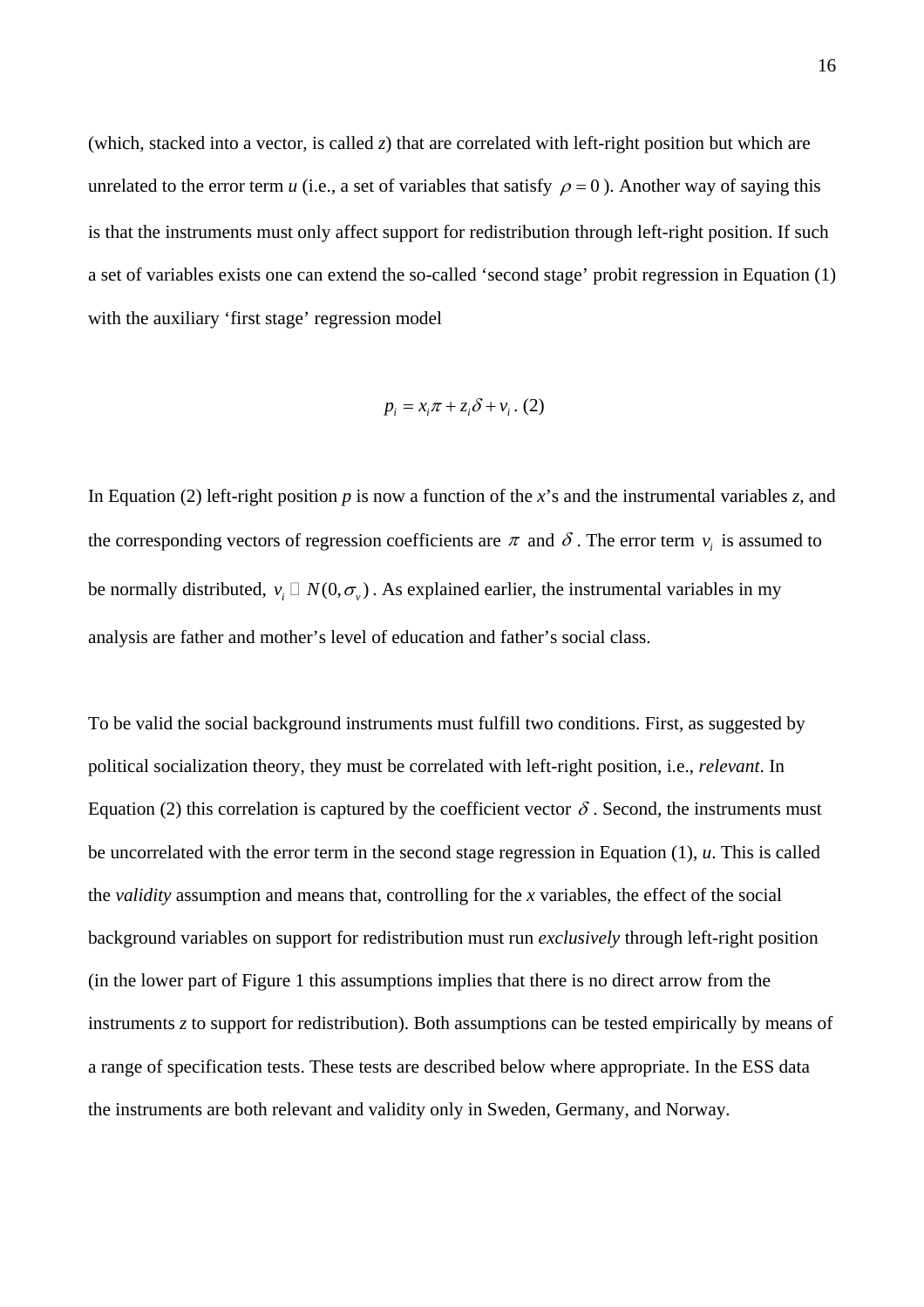(which, stacked into a vector, is called *z*) that are correlated with left-right position but which are unrelated to the error term *u* (i.e., a set of variables that satisfy $\rho = 0$ ). Another way of saying this is that the instruments must only affect support for redistribution through left-right position. If such a set of variables exists one can extend the so-called 'second stage' probit regression in Equation (1) with the auxiliary 'first stage' regression model

$$p_i = x_i \pi + z_i \delta + v_i \text{ . (2)}$$

In Equation (2) left-right position *p* is now a function of the *x*'s and the instrumental variables *z*, and the corresponding vectors of regression coefficients are $\pi$ and $\delta$ . The error term $v_i$ is assumed to be normally distributed, $v_i \sim N(0, \sigma_v)$ . As explained earlier, the instrumental variables in my analysis are father and mother's level of education and father's social class.

To be valid the social background instruments must fulfill two conditions. First, as suggested by political socialization theory, they must be correlated with left-right position, i.e., *relevant*. In Equation (2) this correlation is captured by the coefficient vector $\delta$ . Second, the instruments must be uncorrelated with the error term in the second stage regression in Equation (1), *u*. This is called the *validity* assumption and means that, controlling for the *x* variables, the effect of the social background variables on support for redistribution must run *exclusively* through left-right position (in the lower part of Figure 1 this assumptions implies that there is no direct arrow from the instruments *z* to support for redistribution). Both assumptions can be tested empirically by means of a range of specification tests. These tests are described below where appropriate. In the ESS data the instruments are both relevant and validity only in Sweden, Germany, and Norway.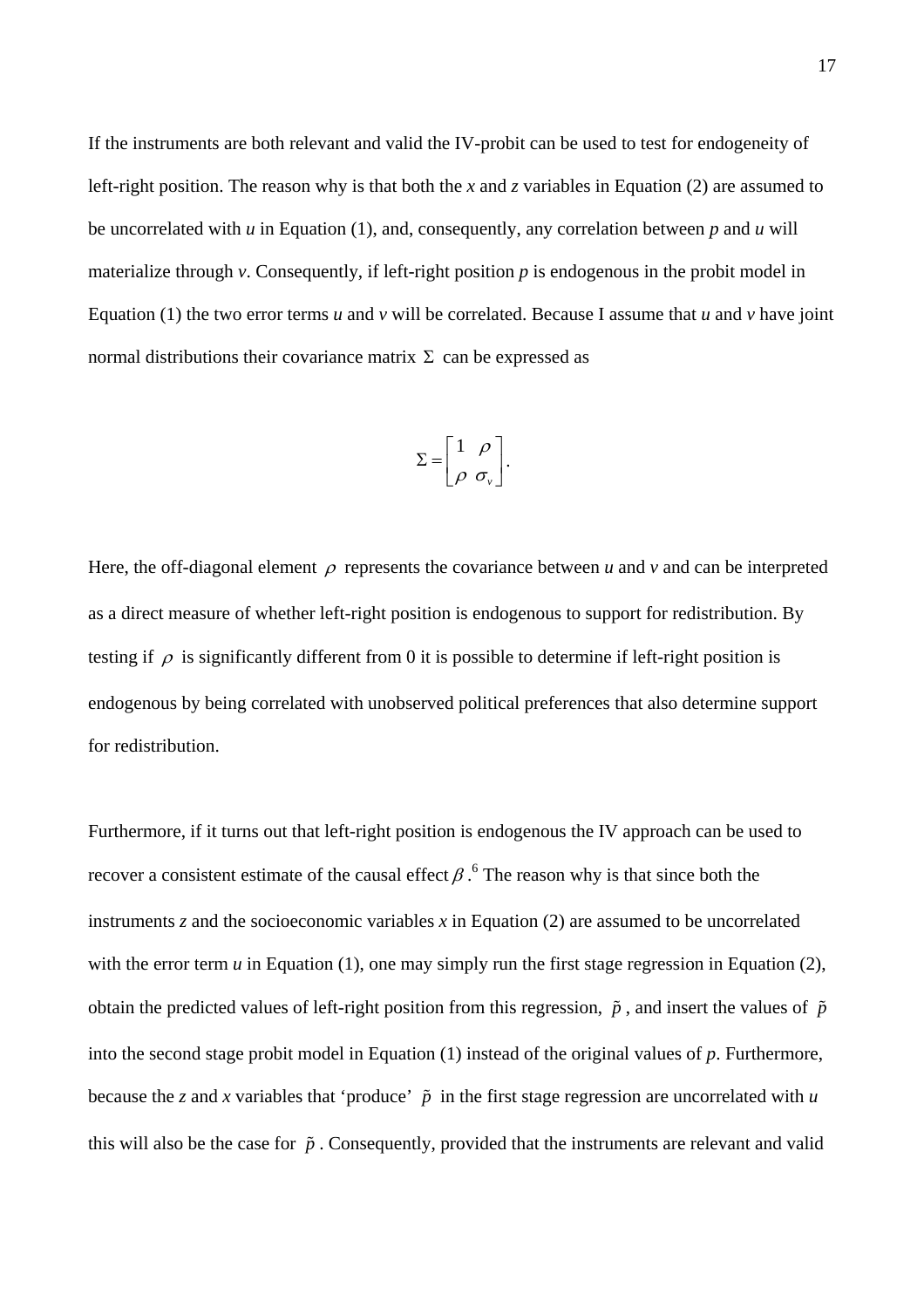If the instruments are both relevant and valid the IV-probit can be used to test for endogeneity of left-right position. The reason why is that both the $x$ and $z$ variables in Equation (2) are assumed to be uncorrelated with $u$ in Equation (1), and, consequently, any correlation between $p$ and $u$ will materialize through $v$. Consequently, if left-right position $p$ is endogenous in the probit model in Equation (1) the two error terms $u$ and $v$ will be correlated. Because I assume that $u$ and $v$ have joint normal distributions their covariance matrix $\Sigma$ can be expressed as

$$\Sigma = \begin{bmatrix} 1 & \rho \\ \rho & \sigma_v \end{bmatrix}.$$

Here, the off-diagonal element $\rho$ represents the covariance between $u$ and $v$ and can be interpreted as a direct measure of whether left-right position is endogenous to support for redistribution. By testing if $\rho$ is significantly different from 0 it is possible to determine if left-right position is endogenous by being correlated with unobserved political preferences that also determine support for redistribution.

Furthermore, if it turns out that left-right position is endogenous the IV approach can be used to recover a consistent estimate of the causal effect $\beta$.[6] The reason why is that since both the instruments $z$ and the socioeconomic variables $x$ in Equation (2) are assumed to be uncorrelated with the error term $u$ in Equation (1), one may simply run the first stage regression in Equation (2), obtain the predicted values of left-right position from this regression, $\tilde{p}$, and insert the values of $\tilde{p}$ into the second stage probit model in Equation (1) instead of the original values of $p$. Furthermore, because the $z$ and $x$ variables that 'produce' $\tilde{p}$ in the first stage regression are uncorrelated with $u$ this will also be the case for $\tilde{p}$. Consequently, provided that the instruments are relevant and valid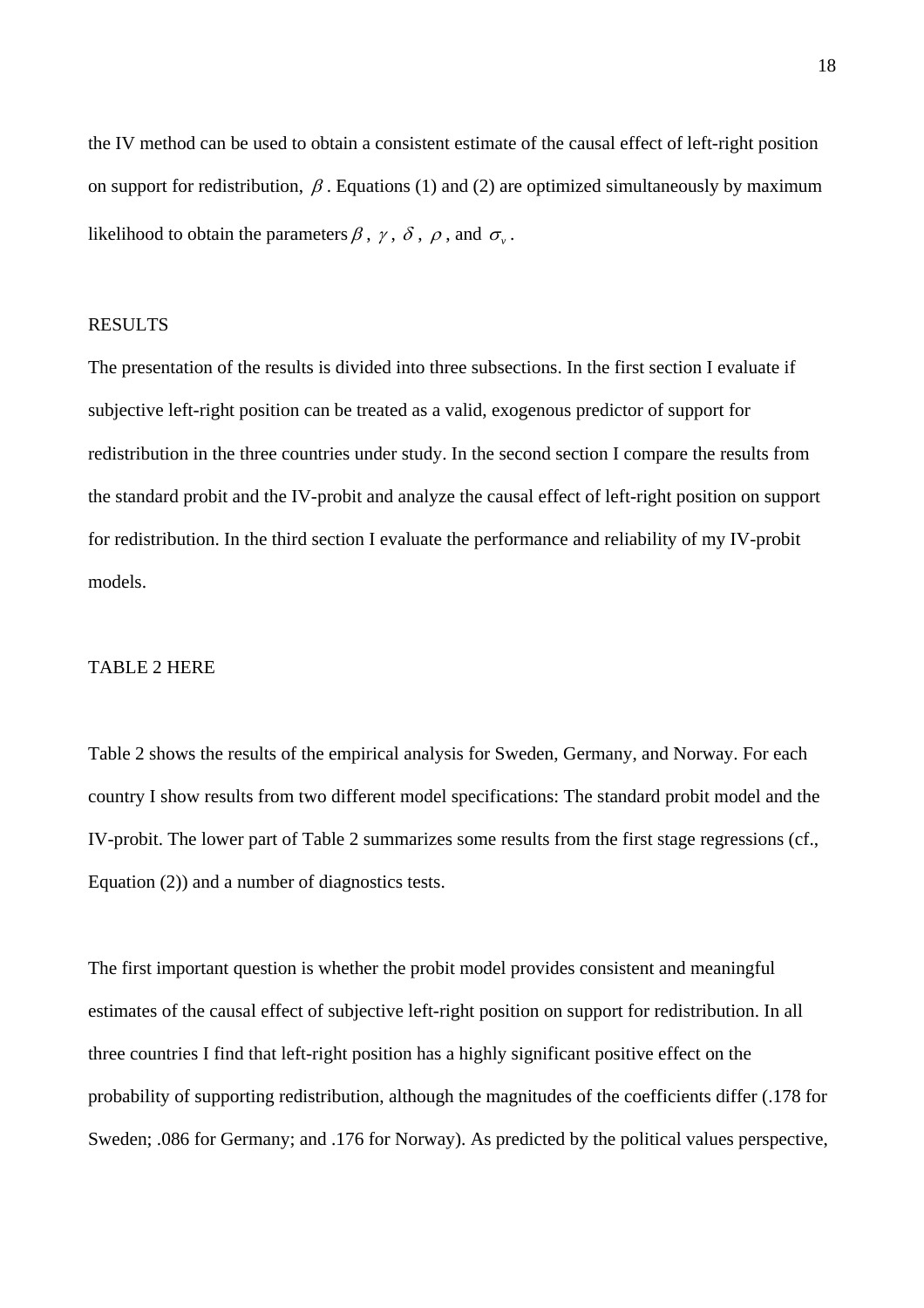the IV method can be used to obtain a consistent estimate of the causal effect of left-right position on support for redistribution, $\beta$. Equations (1) and (2) are optimized simultaneously by maximum likelihood to obtain the parameters $\beta$, $\gamma$, $\delta$, $\rho$, and $\sigma_v$.

## RESULTS

The presentation of the results is divided into three subsections. In the first section I evaluate if subjective left-right position can be treated as a valid, exogenous predictor of support for redistribution in the three countries under study. In the second section I compare the results from the standard probit and the IV-probit and analyze the causal effect of left-right position on support for redistribution. In the third section I evaluate the performance and reliability of my IV-probit models.

TABLE 2 HERE

Table 2 shows the results of the empirical analysis for Sweden, Germany, and Norway. For each country I show results from two different model specifications: The standard probit model and the IV-probit. The lower part of Table 2 summarizes some results from the first stage regressions (cf., Equation (2)) and a number of diagnostics tests.

The first important question is whether the probit model provides consistent and meaningful estimates of the causal effect of subjective left-right position on support for redistribution. In all three countries I find that left-right position has a highly significant positive effect on the probability of supporting redistribution, although the magnitudes of the coefficients differ (.178 for Sweden; .086 for Germany; and .176 for Norway). As predicted by the political values perspective,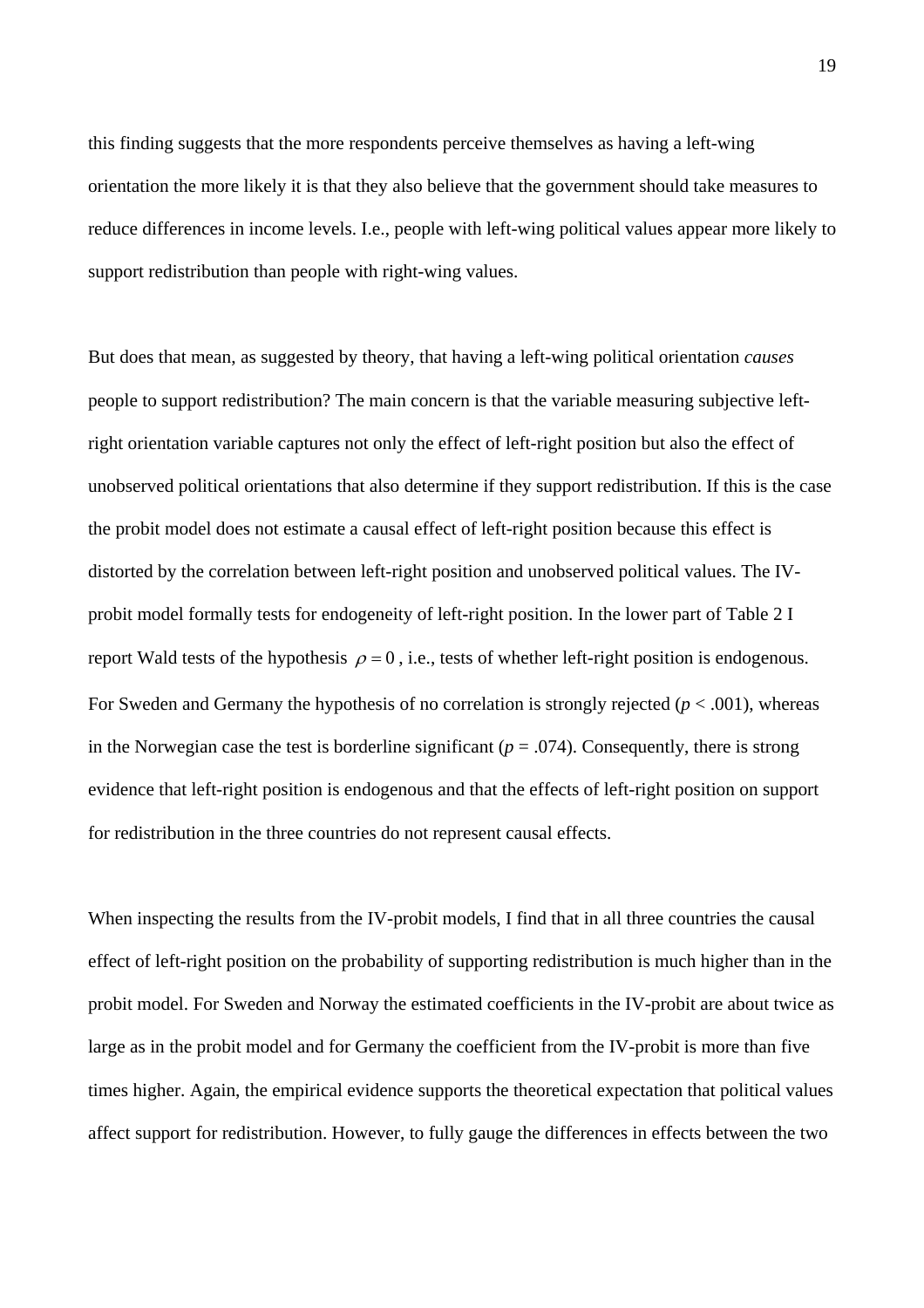this finding suggests that the more respondents perceive themselves as having a left-wing orientation the more likely it is that they also believe that the government should take measures to reduce differences in income levels. I.e., people with left-wing political values appear more likely to support redistribution than people with right-wing values.

But does that mean, as suggested by theory, that having a left-wing political orientation *causes* people to support redistribution? The main concern is that the variable measuring subjective left-right orientation variable captures not only the effect of left-right position but also the effect of unobserved political orientations that also determine if they support redistribution. If this is the case the probit model does not estimate a causal effect of left-right position because this effect is distorted by the correlation between left-right position and unobserved political values. The IV-probit model formally tests for endogeneity of left-right position. In the lower part of Table 2 I report Wald tests of the hypothesis $\rho = 0$, i.e., tests of whether left-right position is endogenous. For Sweden and Germany the hypothesis of no correlation is strongly rejected ($p < .001$), whereas in the Norwegian case the test is borderline significant ($p = .074$). Consequently, there is strong evidence that left-right position is endogenous and that the effects of left-right position on support for redistribution in the three countries do not represent causal effects.

When inspecting the results from the IV-probit models, I find that in all three countries the causal effect of left-right position on the probability of supporting redistribution is much higher than in the probit model. For Sweden and Norway the estimated coefficients in the IV-probit are about twice as large as in the probit model and for Germany the coefficient from the IV-probit is more than five times higher. Again, the empirical evidence supports the theoretical expectation that political values affect support for redistribution. However, to fully gauge the differences in effects between the two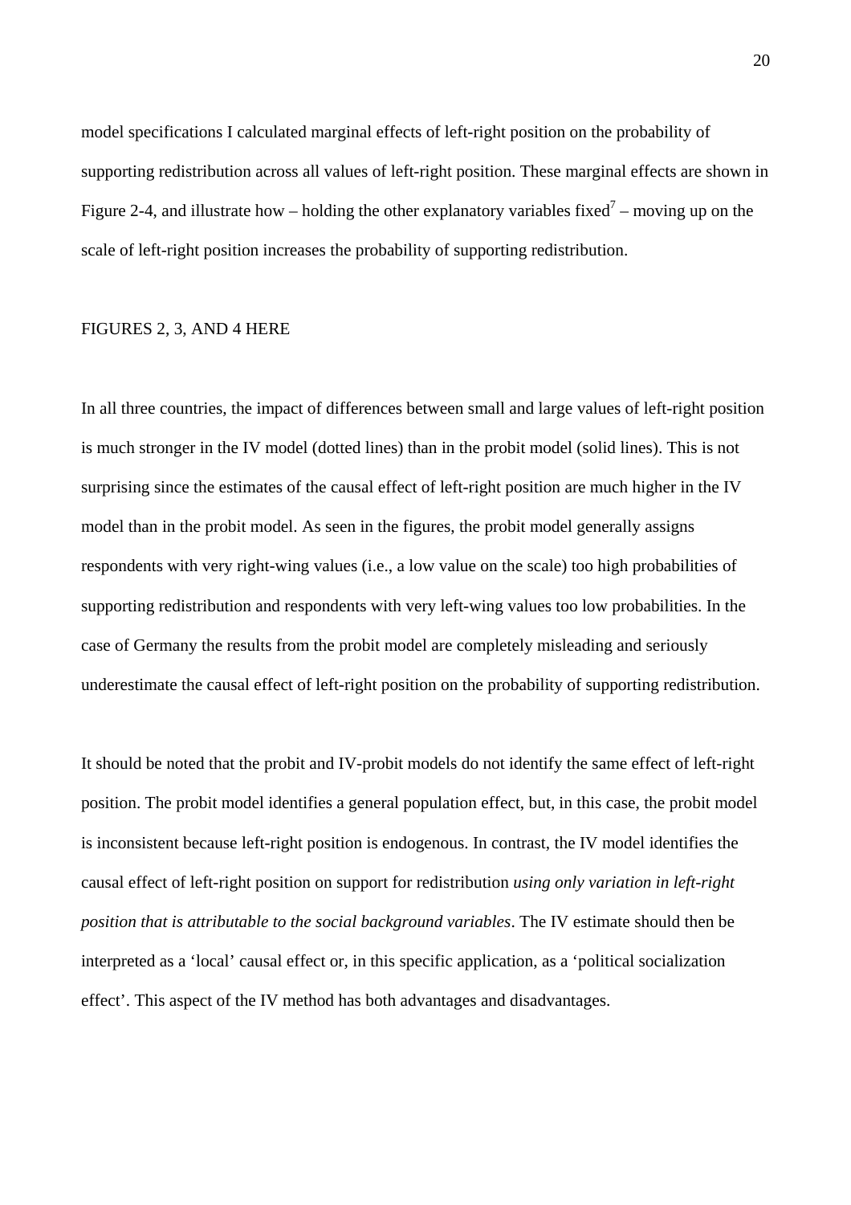model specifications I calculated marginal effects of left-right position on the probability of supporting redistribution across all values of left-right position. These marginal effects are shown in Figure 2-4, and illustrate how – holding the other explanatory variables fixed[7] – moving up on the scale of left-right position increases the probability of supporting redistribution.

FIGURES 2, 3, AND 4 HERE

In all three countries, the impact of differences between small and large values of left-right position is much stronger in the IV model (dotted lines) than in the probit model (solid lines). This is not surprising since the estimates of the causal effect of left-right position are much higher in the IV model than in the probit model. As seen in the figures, the probit model generally assigns respondents with very right-wing values (i.e., a low value on the scale) too high probabilities of supporting redistribution and respondents with very left-wing values too low probabilities. In the case of Germany the results from the probit model are completely misleading and seriously underestimate the causal effect of left-right position on the probability of supporting redistribution.

It should be noted that the probit and IV-probit models do not identify the same effect of left-right position. The probit model identifies a general population effect, but, in this case, the probit model is inconsistent because left-right position is endogenous. In contrast, the IV model identifies the causal effect of left-right position on support for redistribution *using only variation in left-right position that is attributable to the social background variables*. The IV estimate should then be interpreted as a 'local' causal effect or, in this specific application, as a 'political socialization effect'. This aspect of the IV method has both advantages and disadvantages.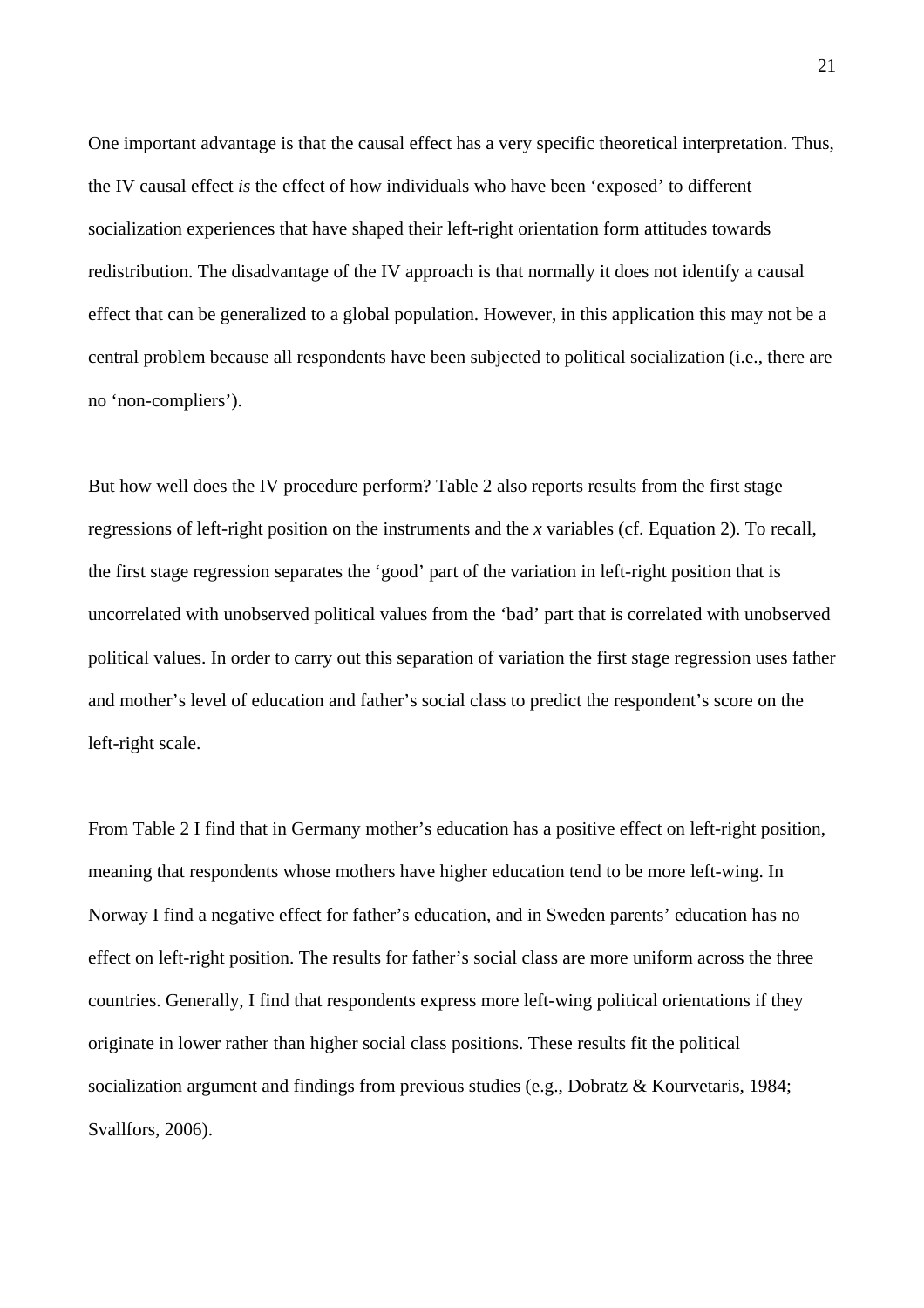One important advantage is that the causal effect has a very specific theoretical interpretation. Thus, the IV causal effect *is* the effect of how individuals who have been 'exposed' to different socialization experiences that have shaped their left-right orientation form attitudes towards redistribution. The disadvantage of the IV approach is that normally it does not identify a causal effect that can be generalized to a global population. However, in this application this may not be a central problem because all respondents have been subjected to political socialization (i.e., there are no 'non-compliers').

But how well does the IV procedure perform? Table 2 also reports results from the first stage regressions of left-right position on the instruments and the *x* variables (cf. Equation 2). To recall, the first stage regression separates the 'good' part of the variation in left-right position that is uncorrelated with unobserved political values from the 'bad' part that is correlated with unobserved political values. In order to carry out this separation of variation the first stage regression uses father and mother's level of education and father's social class to predict the respondent's score on the left-right scale.

From Table 2 I find that in Germany mother's education has a positive effect on left-right position, meaning that respondents whose mothers have higher education tend to be more left-wing. In Norway I find a negative effect for father's education, and in Sweden parents' education has no effect on left-right position. The results for father's social class are more uniform across the three countries. Generally, I find that respondents express more left-wing political orientations if they originate in lower rather than higher social class positions. These results fit the political socialization argument and findings from previous studies (e.g., Dobratz & Kourvetaris, 1984; Svallfors, 2006).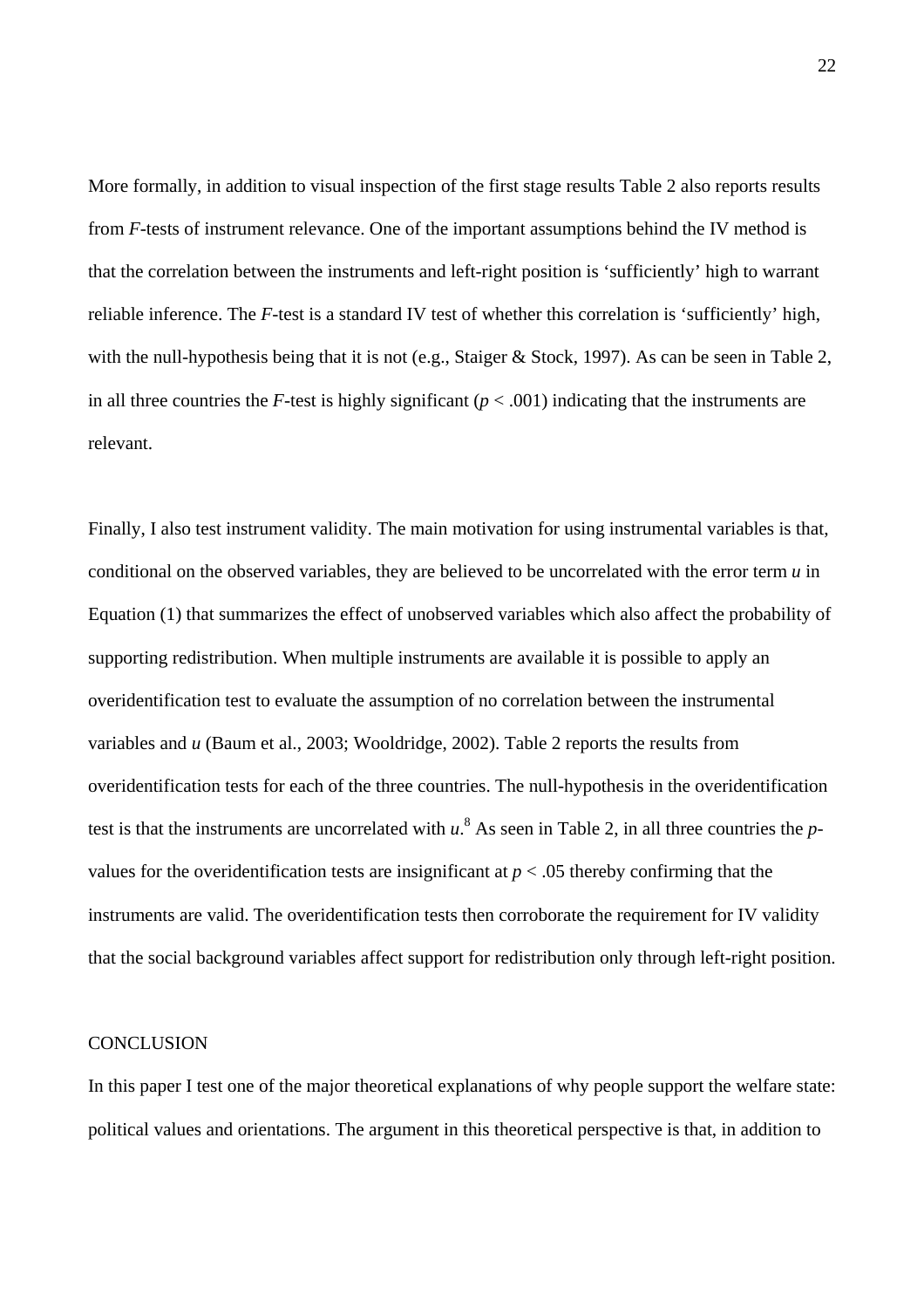More formally, in addition to visual inspection of the first stage results Table 2 also reports results from *F*-tests of instrument relevance. One of the important assumptions behind the IV method is that the correlation between the instruments and left-right position is 'sufficiently' high to warrant reliable inference. The *F*-test is a standard IV test of whether this correlation is 'sufficiently' high, with the null-hypothesis being that it is not (e.g., Staiger & Stock, 1997). As can be seen in Table 2, in all three countries the *F*-test is highly significant ($p < .001$) indicating that the instruments are relevant.

Finally, I also test instrument validity. The main motivation for using instrumental variables is that, conditional on the observed variables, they are believed to be uncorrelated with the error term $u$ in Equation (1) that summarizes the effect of unobserved variables which also affect the probability of supporting redistribution. When multiple instruments are available it is possible to apply an overidentification test to evaluate the assumption of no correlation between the instrumental variables and $u$ (Baum et al., 2003; Wooldridge, 2002). Table 2 reports the results from overidentification tests for each of the three countries. The null-hypothesis in the overidentification test is that the instruments are uncorrelated with $u$.[8] As seen in Table 2, in all three countries the *p*-values for the overidentification tests are insignificant at $p < .05$ thereby confirming that the instruments are valid. The overidentification tests then corroborate the requirement for IV validity that the social background variables affect support for redistribution only through left-right position.

## CONCLUSION

In this paper I test one of the major theoretical explanations of why people support the welfare state: political values and orientations. The argument in this theoretical perspective is that, in addition to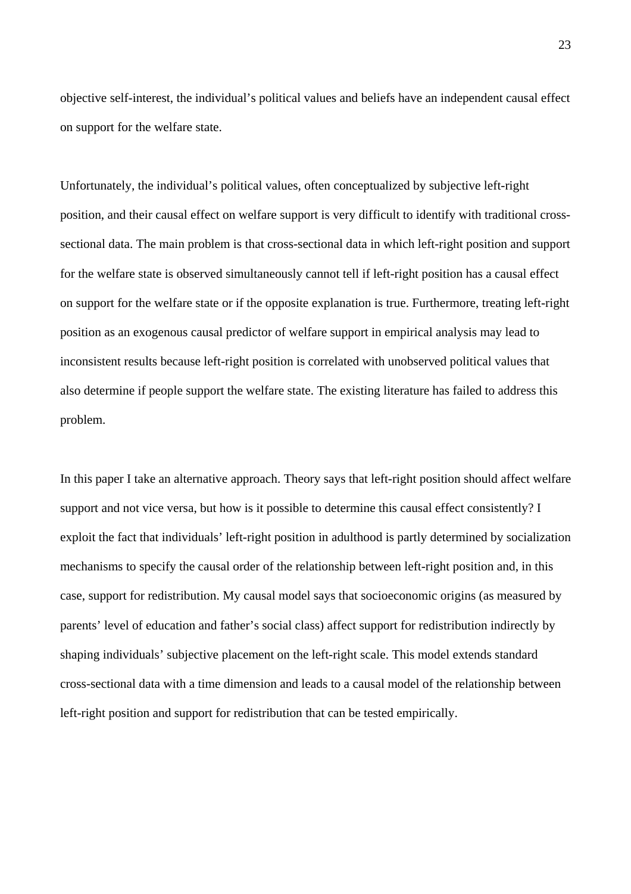objective self-interest, the individual's political values and beliefs have an independent causal effect on support for the welfare state.

Unfortunately, the individual's political values, often conceptualized by subjective left-right position, and their causal effect on welfare support is very difficult to identify with traditional cross-sectional data. The main problem is that cross-sectional data in which left-right position and support for the welfare state is observed simultaneously cannot tell if left-right position has a causal effect on support for the welfare state or if the opposite explanation is true. Furthermore, treating left-right position as an exogenous causal predictor of welfare support in empirical analysis may lead to inconsistent results because left-right position is correlated with unobserved political values that also determine if people support the welfare state. The existing literature has failed to address this problem.

In this paper I take an alternative approach. Theory says that left-right position should affect welfare support and not vice versa, but how is it possible to determine this causal effect consistently? I exploit the fact that individuals' left-right position in adulthood is partly determined by socialization mechanisms to specify the causal order of the relationship between left-right position and, in this case, support for redistribution. My causal model says that socioeconomic origins (as measured by parents' level of education and father's social class) affect support for redistribution indirectly by shaping individuals' subjective placement on the left-right scale. This model extends standard cross-sectional data with a time dimension and leads to a causal model of the relationship between left-right position and support for redistribution that can be tested empirically.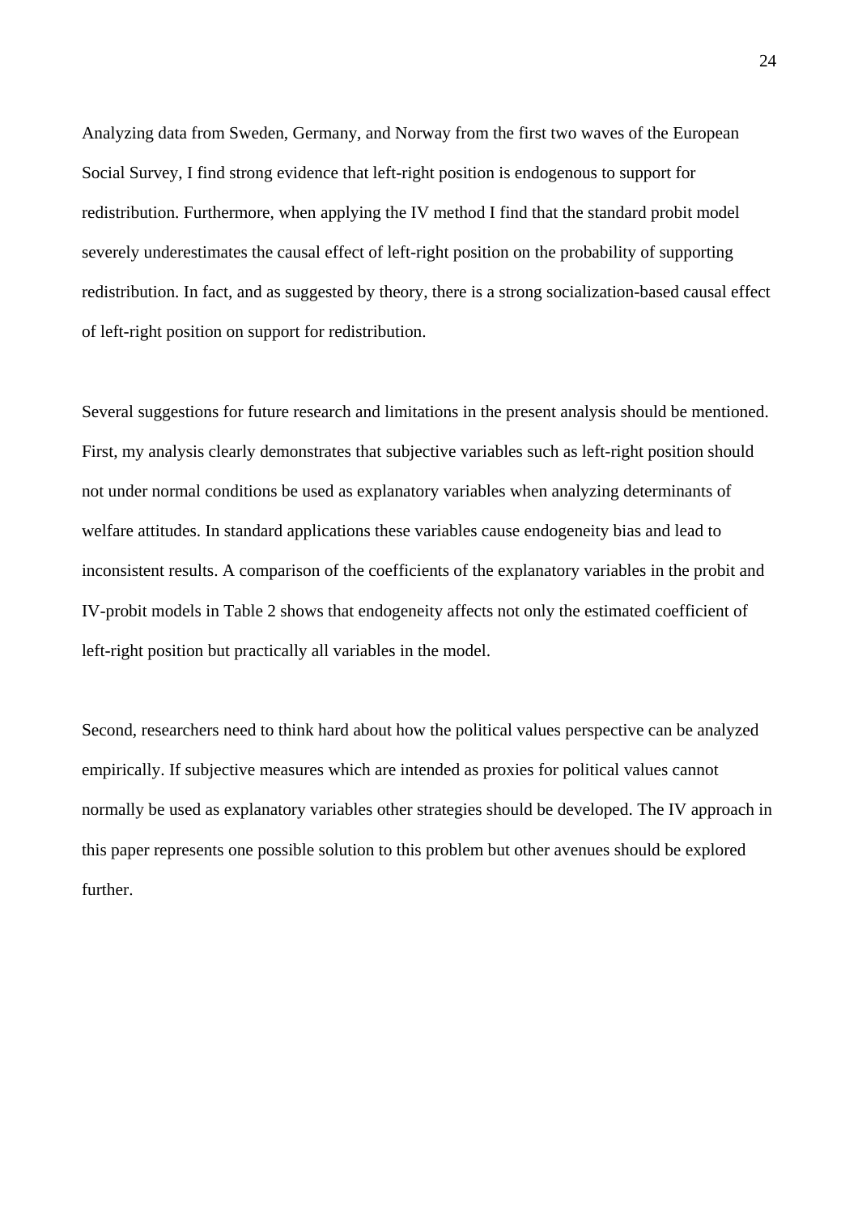Analyzing data from Sweden, Germany, and Norway from the first two waves of the European Social Survey, I find strong evidence that left-right position is endogenous to support for redistribution. Furthermore, when applying the IV method I find that the standard probit model severely underestimates the causal effect of left-right position on the probability of supporting redistribution. In fact, and as suggested by theory, there is a strong socialization-based causal effect of left-right position on support for redistribution.

Several suggestions for future research and limitations in the present analysis should be mentioned. First, my analysis clearly demonstrates that subjective variables such as left-right position should not under normal conditions be used as explanatory variables when analyzing determinants of welfare attitudes. In standard applications these variables cause endogeneity bias and lead to inconsistent results. A comparison of the coefficients of the explanatory variables in the probit and IV-probit models in Table 2 shows that endogeneity affects not only the estimated coefficient of left-right position but practically all variables in the model.

Second, researchers need to think hard about how the political values perspective can be analyzed empirically. If subjective measures which are intended as proxies for political values cannot normally be used as explanatory variables other strategies should be developed. The IV approach in this paper represents one possible solution to this problem but other avenues should be explored further.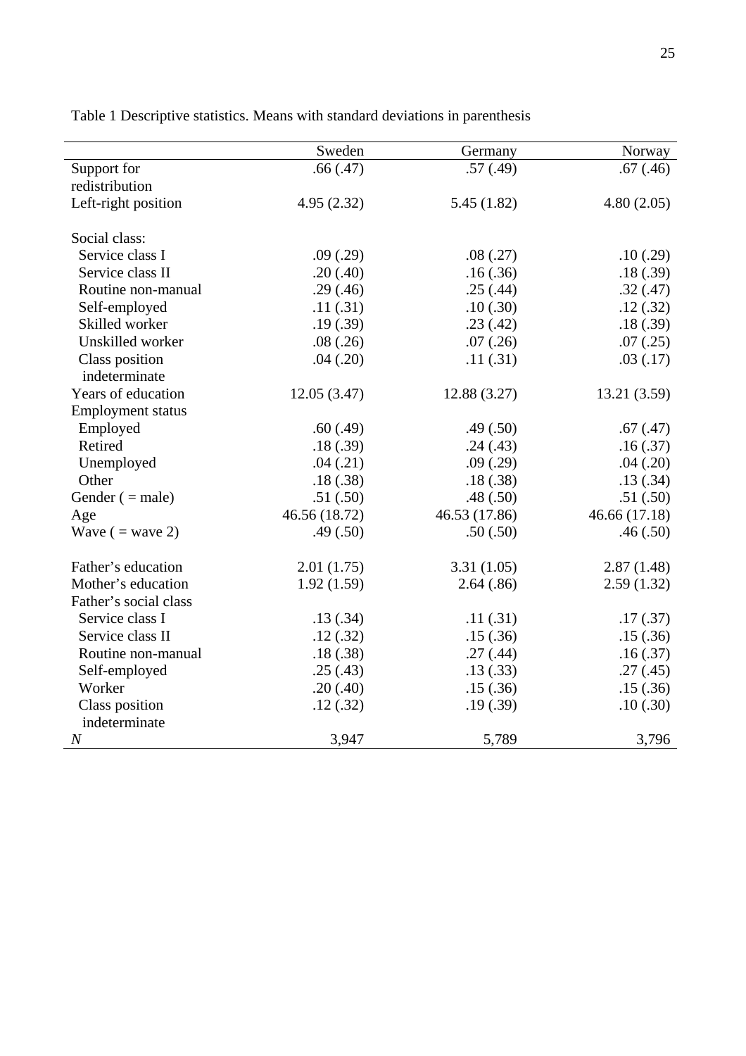Table 1 Descriptive statistics. Means with standard deviations in parenthesis

| | Sweden | Germany | Norway |
|---|---|---|---|
| Support for redistribution | .66 (.47) | .57 (.49) | .67 (.46) |
| Left-right position | 4.95 (2.32) | 5.45 (1.82) | 4.80 (2.05) |
| Social class: | | | |
| Service class I | .09 (.29) | .08 (.27) | .10 (.29) |
| Service class II | .20 (.40) | .16 (.36) | .18 (.39) |
| Routine non-manual | .29 (.46) | .25 (.44) | .32 (.47) |
| Self-employed | .11 (.31) | .10 (.30) | .12 (.32) |
| Skilled worker | .19 (.39) | .23 (.42) | .18 (.39) |
| Unskilled worker | .08 (.26) | .07 (.26) | .07 (.25) |
| Class position indeterminate | .04 (.20) | .11 (.31) | .03 (.17) |
| Years of education | 12.05 (3.47) | 12.88 (3.27) | 13.21 (3.59) |
| Employment status | | | |
| Employed | .60 (.49) | .49 (.50) | .67 (.47) |
| Retired | .18 (.39) | .24 (.43) | .16 (.37) |
| Unemployed | .04 (.21) | .09 (.29) | .04 (.20) |
| Other | .18 (.38) | .18 (.38) | .13 (.34) |
| Gender ( = male) | .51 (.50) | .48 (.50) | .51 (.50) |
| Age | 46.56 (18.72) | 46.53 (17.86) | 46.66 (17.18) |
| Wave ( = wave 2) | .49 (.50) | .50 (.50) | .46 (.50) |
| Father's education | 2.01 (1.75) | 3.31 (1.05) | 2.87 (1.48) |
| Mother's education | 1.92 (1.59) | 2.64 (.86) | 2.59 (1.32) |
| Father's social class | | | |
| Service class I | .13 (.34) | .11 (.31) | .17 (.37) |
| Service class II | .12 (.32) | .15 (.36) | .15 (.36) |
| Routine non-manual | .18 (.38) | .27 (.44) | .16 (.37) |
| Self-employed | .25 (.43) | .13 (.33) | .27 (.45) |
| Worker | .20 (.40) | .15 (.36) | .15 (.36) |
| Class position indeterminate | .12 (.32) | .19 (.39) | .10 (.30) |
| *N* | 3,947 | 5,789 | 3,796 |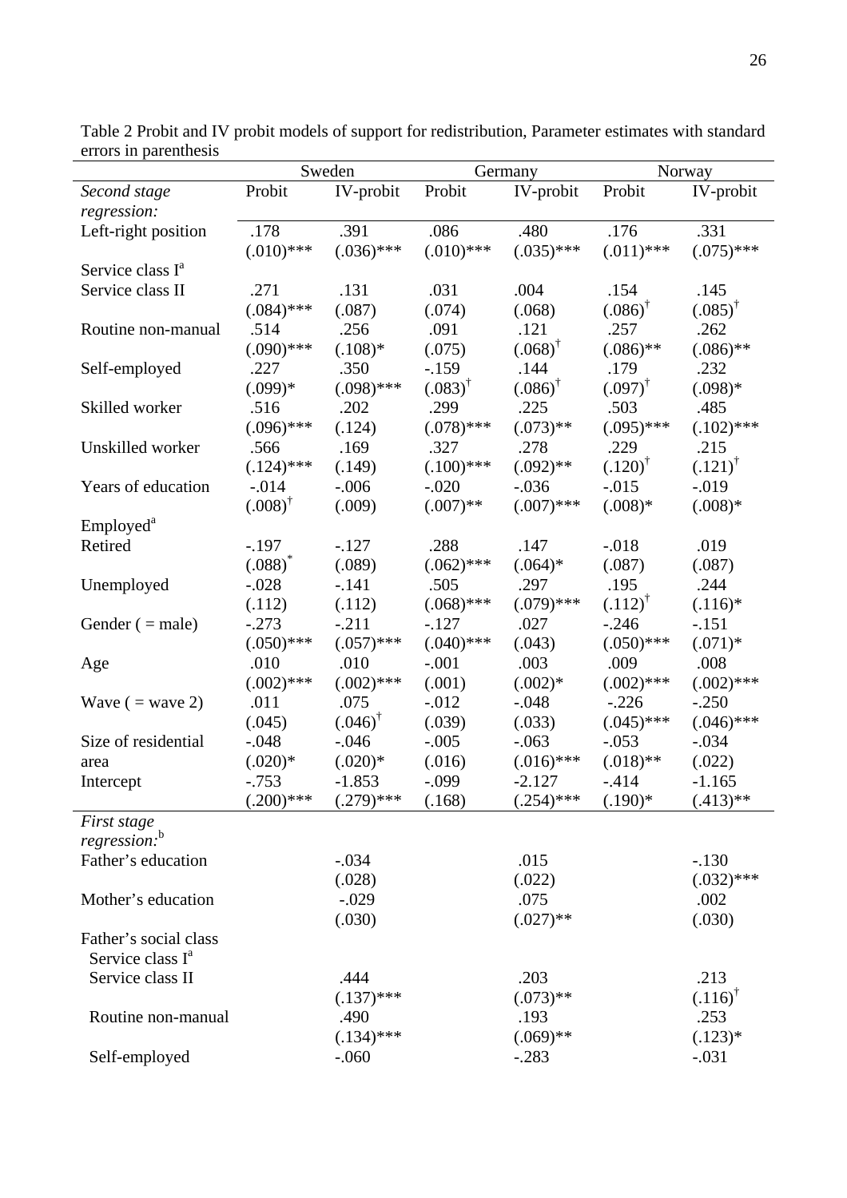Table 2 Probit and IV probit models of support for redistribution, Parameter estimates with standard errors in parenthesis

| | Sweden | | Germany | | Norway | |
|---|---|---|---|---|---|---|
| *Second stage regression:* | Probit | IV-probit | Probit | IV-probit | Probit | IV-probit |
| Left-right position | .178 (.010)*** | .391 (.036)*** | .086 (.010)*** | .480 (.035)*** | .176 (.011)*** | .331 (.075)*** |
| Service class I[a] | | | | | | |
| Service class II | .271 (.084)*** | .131 (.087) | .031 (.074) | .004 (.068) | .154 (.086)[†] | .145 (.085)[†] |
| Routine non-manual | .514 (.090)*** | .256 (.108)* | .091 (.075) | .121 (.068)[†] | .257 (.086)** | .262 (.086)** |
| Self-employed | .227 (.099)* | .350 (.098)*** | -.159 (.083)[†] | .144 (.086)[†] | .179 (.097)[†] | .232 (.098)* |
| Skilled worker | .516 (.096)*** | .202 (.124) | .299 (.078)*** | .225 (.073)** | .503 (.095)*** | .485 (.102)*** |
| Unskilled worker | .566 (.124)*** | .169 (.149) | .327 (.100)*** | .278 (.092)** | .229 (.120)[†] | .215 (.121)[†] |
| Years of education | -.014 (.008)[†] | -.006 (.009) | -.020 (.007)** | -.036 (.007)*** | -.015 (.008)* | -.019 (.008)* |
| Employed[a] | | | | | | |
| Retired | -.197 (.088)* | -.127 (.089) | .288 (.062)*** | .147 (.064)* | -.018 (.087) | .019 (.087) |
| Unemployed | -.028 (.112) | -.141 (.112) | .505 (.068)*** | .297 (.079)*** | .195 (.112)[†] | .244 (.116)* |
| Gender ( = male) | -.273 (.050)*** | -.211 (.057)*** | -.127 (.040)*** | .027 (.043) | -.246 (.050)*** | -.151 (.071)* |
| Age | .010 (.002)*** | .010 (.002)*** | -.001 (.001) | .003 (.002)* | .009 (.002)*** | .008 (.002)*** |
| Wave ( = wave 2) | .011 (.045) | .075 (.046)[†] | -.012 (.039) | -.048 (.033) | -.226 (.045)*** | -.250 (.046)*** |
| Size of residential area | -.048 (.020)* | -.046 (.020)* | -.005 (.016) | -.063 (.016)*** | -.053 (.018)** | -.034 (.022) |
| Intercept | -.753 (.200)*** | -1.853 (.279)*** | -.099 (.168) | -2.127 (.254)*** | -.414 (.190)* | -1.165 (.413)** |
| *First stage regression:*[b] | | | | | | |
| Father's education | | -.034 (.028) | | .015 (.022) | | -.130 (.032)*** |
| Mother's education | | -.029 (.030) | | .075 (.027)** | | .002 (.030) |
| Father's social class | | | | | | |
| Service class I[a] | | | | | | |
| Service class II | | .444 (.137)*** | | .203 (.073)** | | .213 (.116)[†] |
| Routine non-manual | | .490 (.134)*** | | .193 (.069)** | | .253 (.123)* |
| Self-employed | | -.060 | | -.283 | | -.031 |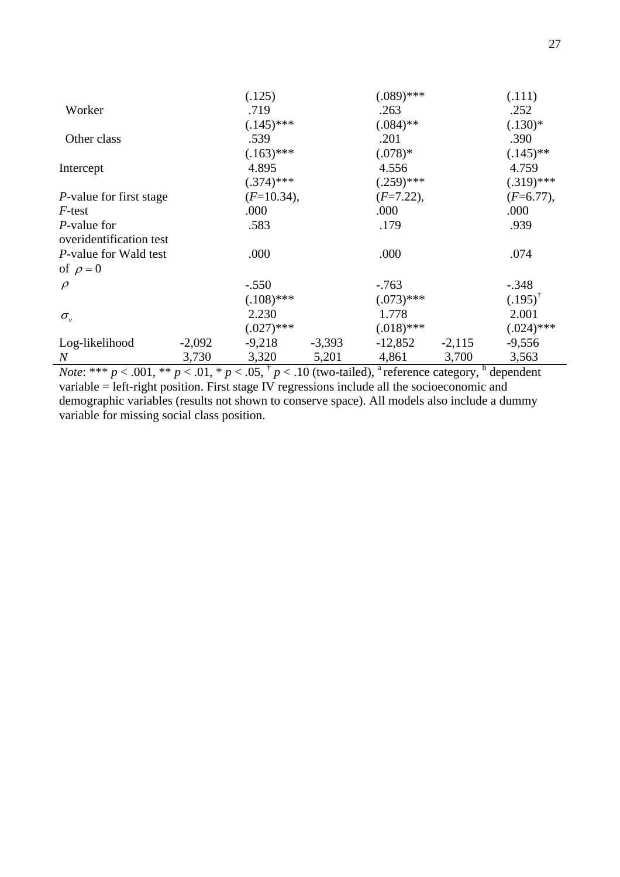| | | | | | | |
|---|---|---|---|---|---|---|
| | | (.125) | | (.089)*** | | (.111) |
| Worker | | .719 | | .263 | | .252 |
| | | (.145)*** | | (.084)** | | (.130)* |
| Other class | | .539 | | .201 | | .390 |
| | | (.163)*** | | (.078)* | | (.145)** |
| Intercept | | 4.895 | | 4.556 | | 4.759 |
| | | (.374)*** | | (.259)*** | | (.319)*** |
| *P*-value for first stage *F*-test | | (*F*=10.34), .000 | | (*F*=7.22), .000 | | (*F*=6.77), .000 |
| *P*-value for overidentification test | | .583 | | .179 | | .939 |
| *P*-value for Wald test of $\rho = 0$ | | .000 | | .000 | | .074 |
| $\rho$ | | -.550 | | -.763 | | -.348 |
| | | (.108)*** | | (.073)*** | | (.195)† |
| $\sigma_v$ | | 2.230 | | 1.778 | | 2.001 |
| | | (.027)*** | | (.018)*** | | (.024)*** |
| Log-likelihood | -2,092 | -9,218 | -3,393 | -12,852 | -2,115 | -9,556 |
| *N* | 3,730 | 3,320 | 5,201 | 4,861 | 3,700 | 3,563 |

*Note*: *** $p < .001$, ** $p < .01$, * $p < .05$, † $p < .10$ (two-tailed), [a] reference category, [b] dependent variable = left-right position. First stage IV regressions include all the socioeconomic and demographic variables (results not shown to conserve space). All models also include a dummy variable for missing social class position.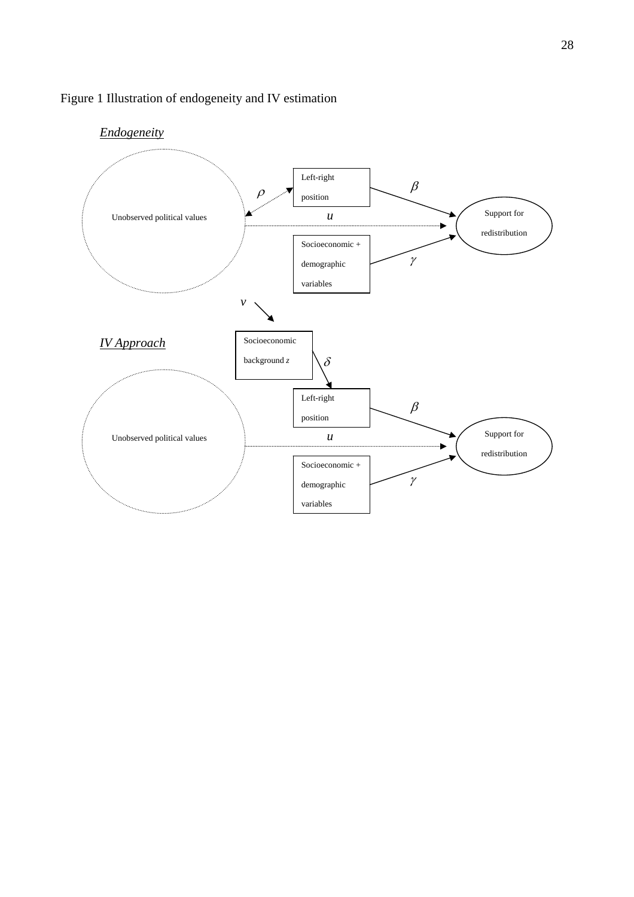Figure 1 Illustration of endogeneity and IV estimation

*Endogeneity*

Unobserved political values

$\rho$

Left-right position

$\beta$

$u$

Support for redistribution

Socioeconomic + demographic variables

$\gamma$

$v$

*IV Approach*

Socioeconomic background $z$

$\delta$

Unobserved political values

Left-right position

$\beta$

$u$

Support for redistribution

Socioeconomic + demographic variables

$\gamma$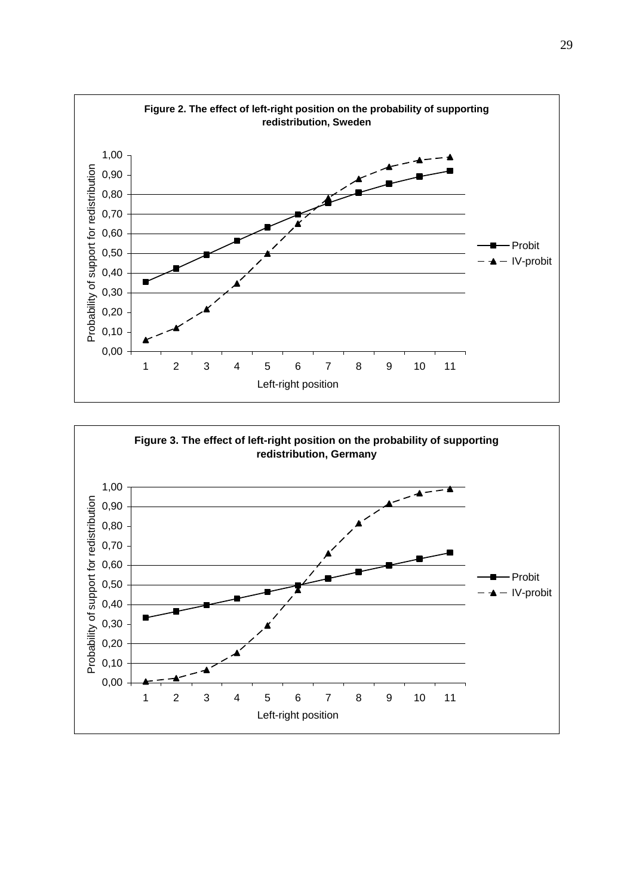**Figure 2. The effect of left-right position on the probability of supporting redistribution, Sweden**

**Figure 3. The effect of left-right position on the probability of supporting redistribution, Germany**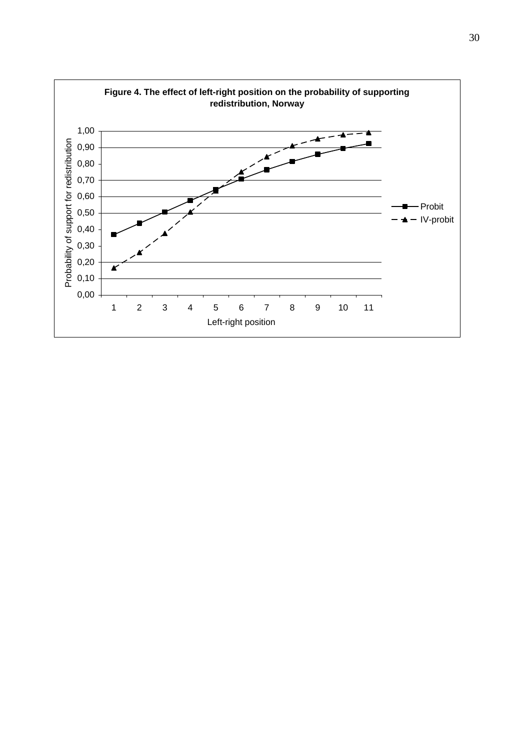**Figure 4. The effect of left-right position on the probability of supporting redistribution, Norway**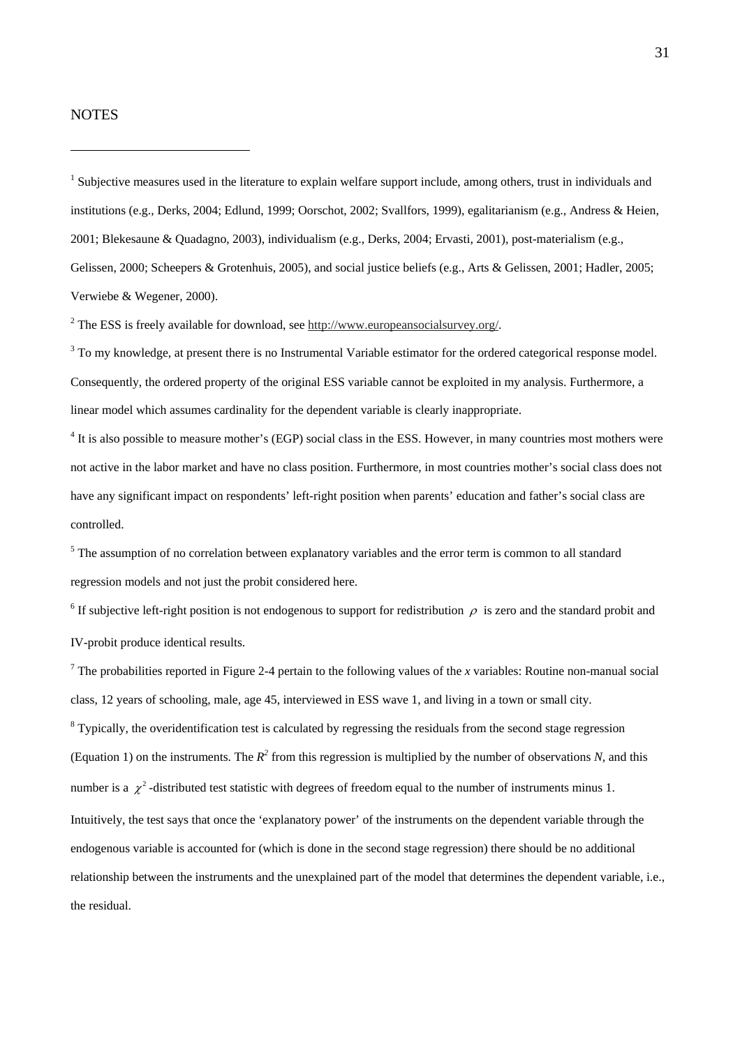NOTES

[1] Subjective measures used in the literature to explain welfare support include, among others, trust in individuals and institutions (e.g., Derks, 2004; Edlund, 1999; Oorschot, 2002; Svallfors, 1999), egalitarianism (e.g., Andress & Heien, 2001; Blekesaune & Quadagno, 2003), individualism (e.g., Derks, 2004; Ervasti, 2001), post-materialism (e.g., Gelissen, 2000; Scheepers & Grotenhuis, 2005), and social justice beliefs (e.g., Arts & Gelissen, 2001; Hadler, 2005; Verwiebe & Wegener, 2000).

[2] The ESS is freely available for download, see http://www.europeansocialsurvey.org/.

[3] To my knowledge, at present there is no Instrumental Variable estimator for the ordered categorical response model. Consequently, the ordered property of the original ESS variable cannot be exploited in my analysis. Furthermore, a linear model which assumes cardinality for the dependent variable is clearly inappropriate.

[4] It is also possible to measure mother's (EGP) social class in the ESS. However, in many countries most mothers were not active in the labor market and have no class position. Furthermore, in most countries mother's social class does not have any significant impact on respondents' left-right position when parents' education and father's social class are controlled.

[5] The assumption of no correlation between explanatory variables and the error term is common to all standard regression models and not just the probit considered here.

[6] If subjective left-right position is not endogenous to support for redistribution $\rho$ is zero and the standard probit and IV-probit produce identical results.

[7] The probabilities reported in Figure 2-4 pertain to the following values of the $x$ variables: Routine non-manual social class, 12 years of schooling, male, age 45, interviewed in ESS wave 1, and living in a town or small city.

[8] Typically, the overidentification test is calculated by regressing the residuals from the second stage regression (Equation 1) on the instruments. The $R^2$ from this regression is multiplied by the number of observations $N$, and this number is a $\chi^2$-distributed test statistic with degrees of freedom equal to the number of instruments minus 1. Intuitively, the test says that once the 'explanatory power' of the instruments on the dependent variable through the endogenous variable is accounted for (which is done in the second stage regression) there should be no additional relationship between the instruments and the unexplained part of the model that determines the dependent variable, i.e., the residual.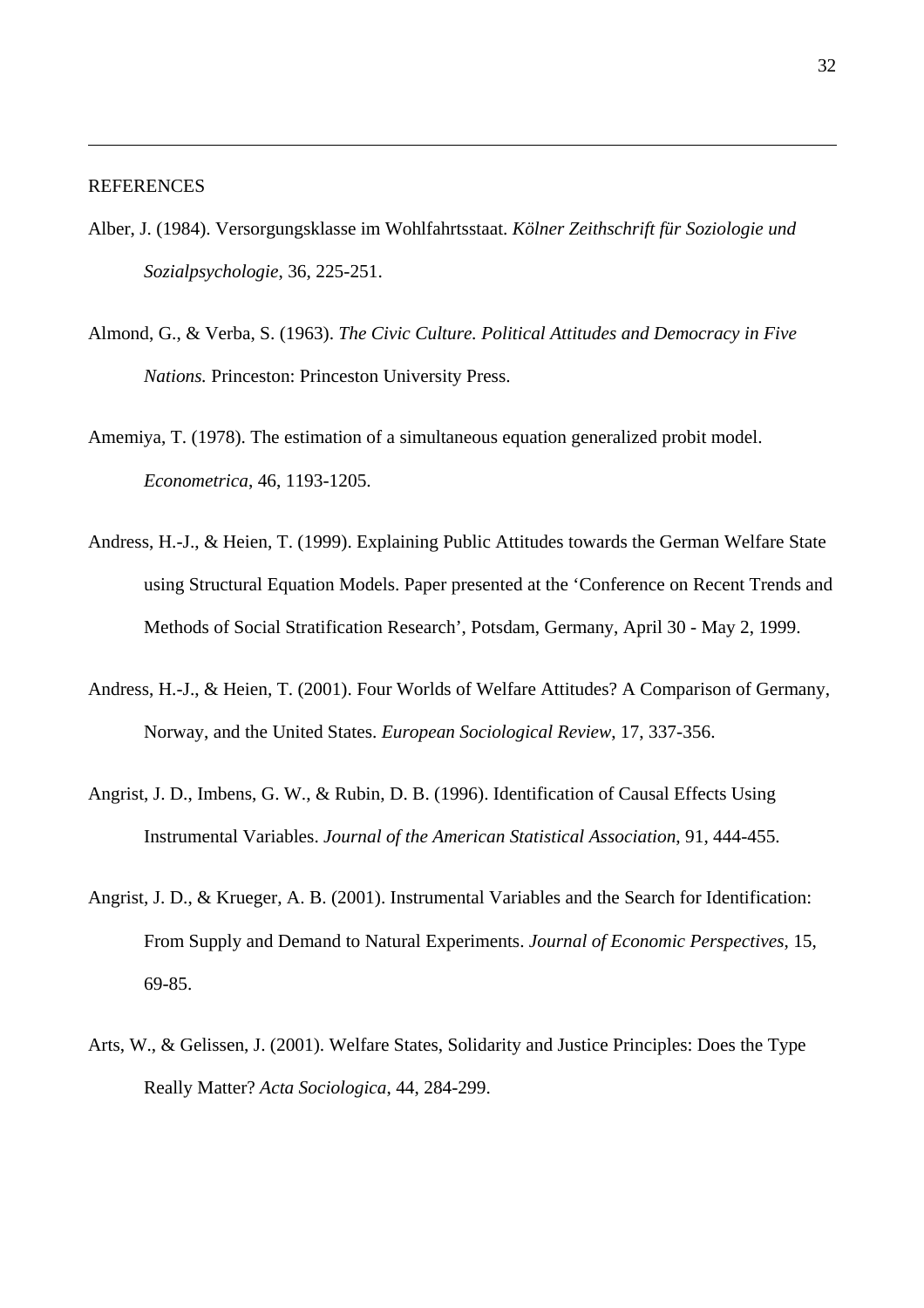REFERENCES

Alber, J. (1984). Versorgungsklasse im Wohlfahrtsstaat. *Kölner Zeithschrift für Soziologie und Sozialpsychologie*, 36, 225-251.

Almond, G., & Verba, S. (1963). *The Civic Culture. Political Attitudes and Democracy in Five Nations.* Princeston: Princeston University Press.

Amemiya, T. (1978). The estimation of a simultaneous equation generalized probit model. *Econometrica*, 46, 1193-1205.

Andress, H.-J., & Heien, T. (1999). Explaining Public Attitudes towards the German Welfare State using Structural Equation Models. Paper presented at the 'Conference on Recent Trends and Methods of Social Stratification Research', Potsdam, Germany, April 30 - May 2, 1999.

Andress, H.-J., & Heien, T. (2001). Four Worlds of Welfare Attitudes? A Comparison of Germany, Norway, and the United States. *European Sociological Review*, 17, 337-356.

Angrist, J. D., Imbens, G. W., & Rubin, D. B. (1996). Identification of Causal Effects Using Instrumental Variables. *Journal of the American Statistical Association*, 91, 444-455.

Angrist, J. D., & Krueger, A. B. (2001). Instrumental Variables and the Search for Identification: From Supply and Demand to Natural Experiments. *Journal of Economic Perspectives*, 15, 69-85.

Arts, W., & Gelissen, J. (2001). Welfare States, Solidarity and Justice Principles: Does the Type Really Matter? *Acta Sociologica*, 44, 284-299.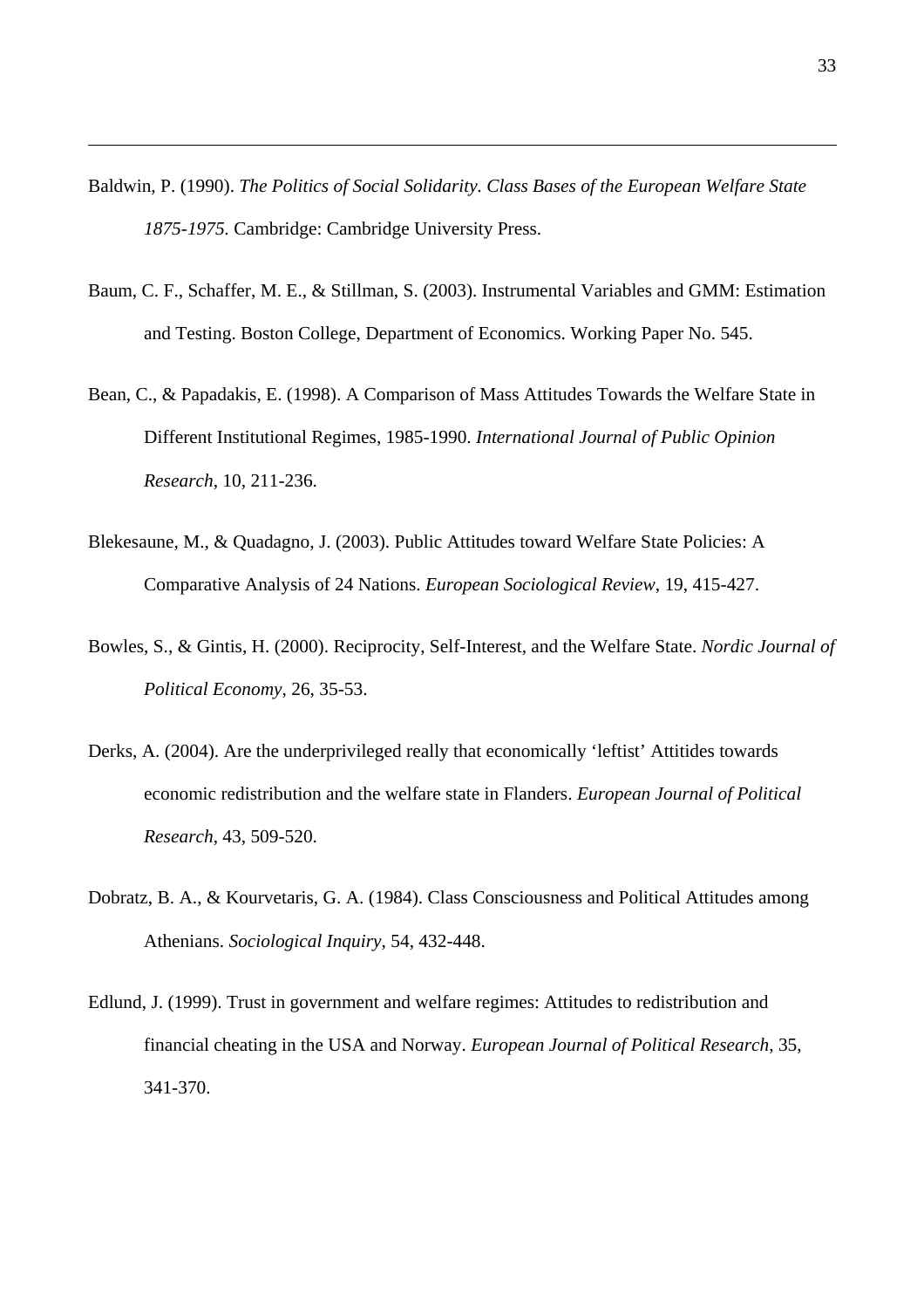Baldwin, P. (1990). *The Politics of Social Solidarity. Class Bases of the European Welfare State 1875-1975.* Cambridge: Cambridge University Press.

Baum, C. F., Schaffer, M. E., & Stillman, S. (2003). Instrumental Variables and GMM: Estimation and Testing. Boston College, Department of Economics. Working Paper No. 545.

Bean, C., & Papadakis, E. (1998). A Comparison of Mass Attitudes Towards the Welfare State in Different Institutional Regimes, 1985-1990. *International Journal of Public Opinion Research*, 10, 211-236.

Blekesaune, M., & Quadagno, J. (2003). Public Attitudes toward Welfare State Policies: A Comparative Analysis of 24 Nations. *European Sociological Review*, 19, 415-427.

Bowles, S., & Gintis, H. (2000). Reciprocity, Self-Interest, and the Welfare State. *Nordic Journal of Political Economy*, 26, 35-53.

Derks, A. (2004). Are the underprivileged really that economically 'leftist' Attitides towards economic redistribution and the welfare state in Flanders. *European Journal of Political Research*, 43, 509-520.

Dobratz, B. A., & Kourvetaris, G. A. (1984). Class Consciousness and Political Attitudes among Athenians. *Sociological Inquiry*, 54, 432-448.

Edlund, J. (1999). Trust in government and welfare regimes: Attitudes to redistribution and financial cheating in the USA and Norway. *European Journal of Political Research*, 35, 341-370.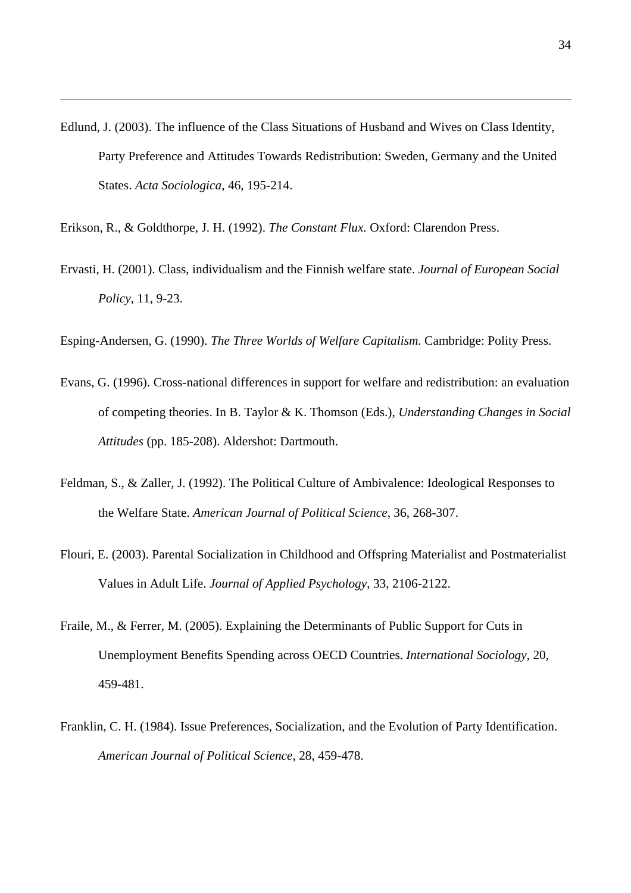Edlund, J. (2003). The influence of the Class Situations of Husband and Wives on Class Identity, Party Preference and Attitudes Towards Redistribution: Sweden, Germany and the United States. *Acta Sociologica*, 46, 195-214.

Erikson, R., & Goldthorpe, J. H. (1992). *The Constant Flux.* Oxford: Clarendon Press.

Ervasti, H. (2001). Class, individualism and the Finnish welfare state. *Journal of European Social Policy*, 11, 9-23.

Esping-Andersen, G. (1990). *The Three Worlds of Welfare Capitalism.* Cambridge: Polity Press.

Evans, G. (1996). Cross-national differences in support for welfare and redistribution: an evaluation of competing theories. In B. Taylor & K. Thomson (Eds.), *Understanding Changes in Social Attitudes* (pp. 185-208). Aldershot: Dartmouth.

Feldman, S., & Zaller, J. (1992). The Political Culture of Ambivalence: Ideological Responses to the Welfare State. *American Journal of Political Science*, 36, 268-307.

Flouri, E. (2003). Parental Socialization in Childhood and Offspring Materialist and Postmaterialist Values in Adult Life. *Journal of Applied Psychology*, 33, 2106-2122.

Fraile, M., & Ferrer, M. (2005). Explaining the Determinants of Public Support for Cuts in Unemployment Benefits Spending across OECD Countries. *International Sociology*, 20, 459-481.

Franklin, C. H. (1984). Issue Preferences, Socialization, and the Evolution of Party Identification. *American Journal of Political Science*, 28, 459-478.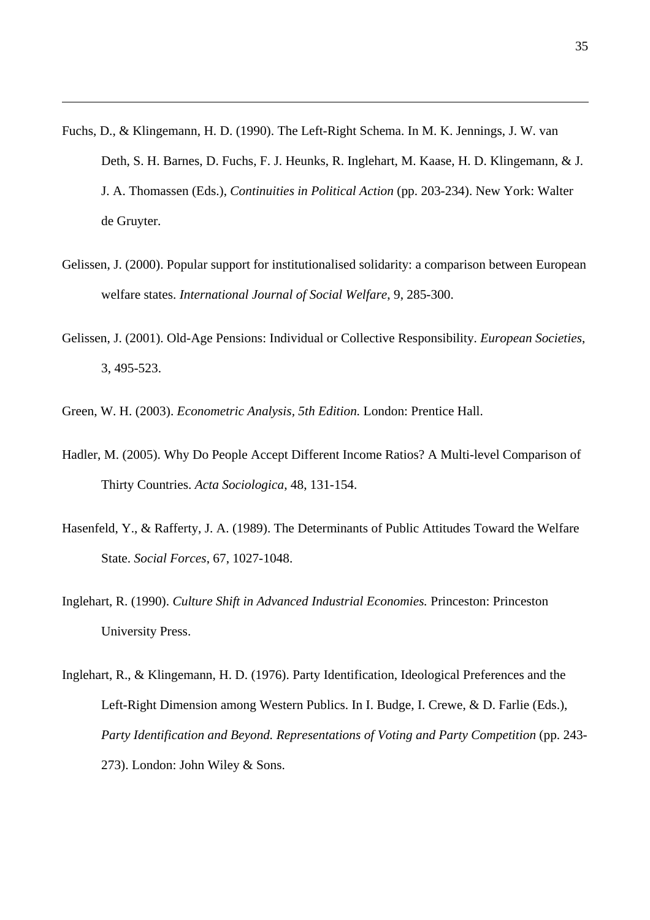Fuchs, D., & Klingemann, H. D. (1990). The Left-Right Schema. In M. K. Jennings, J. W. van Deth, S. H. Barnes, D. Fuchs, F. J. Heunks, R. Inglehart, M. Kaase, H. D. Klingemann, & J. J. A. Thomassen (Eds.), *Continuities in Political Action* (pp. 203-234). New York: Walter de Gruyter.

Gelissen, J. (2000). Popular support for institutionalised solidarity: a comparison between European welfare states. *International Journal of Social Welfare*, 9, 285-300.

Gelissen, J. (2001). Old-Age Pensions: Individual or Collective Responsibility. *European Societies*, 3, 495-523.

Green, W. H. (2003). *Econometric Analysis, 5th Edition.* London: Prentice Hall.

Hadler, M. (2005). Why Do People Accept Different Income Ratios? A Multi-level Comparison of Thirty Countries. *Acta Sociologica*, 48, 131-154.

Hasenfeld, Y., & Rafferty, J. A. (1989). The Determinants of Public Attitudes Toward the Welfare State. *Social Forces*, 67, 1027-1048.

Inglehart, R. (1990). *Culture Shift in Advanced Industrial Economies.* Princeton: Princeton University Press.

Inglehart, R., & Klingemann, H. D. (1976). Party Identification, Ideological Preferences and the Left-Right Dimension among Western Publics. In I. Budge, I. Crewe, & D. Farlie (Eds.), *Party Identification and Beyond. Representations of Voting and Party Competition* (pp. 243-273). London: John Wiley & Sons.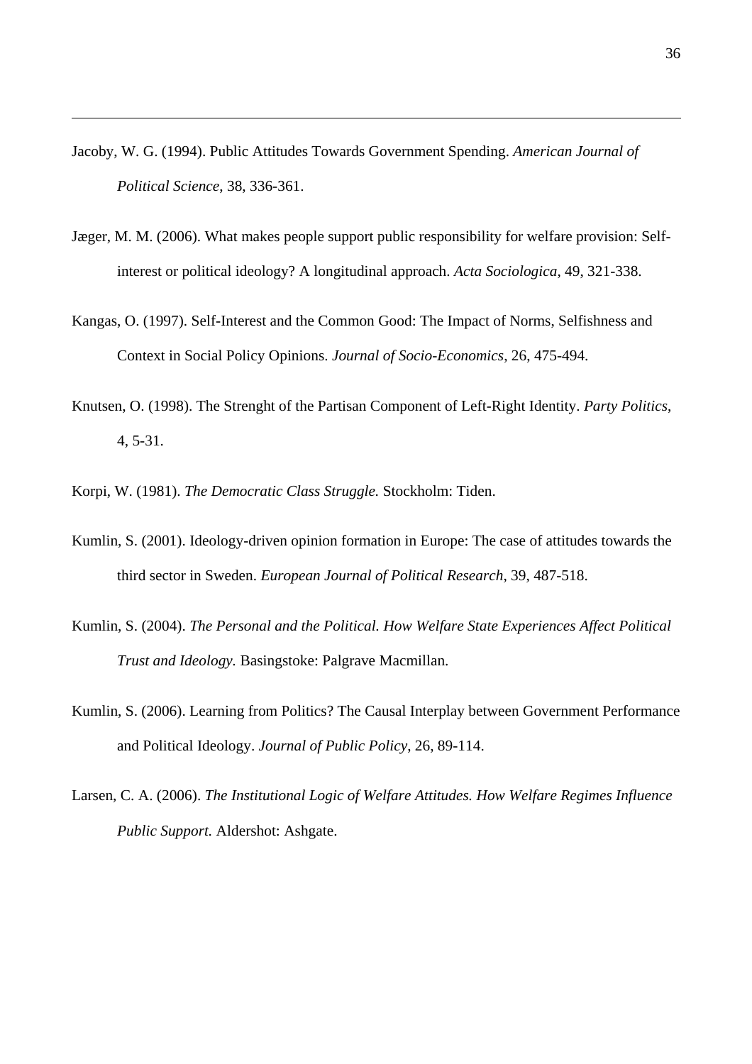Jacoby, W. G. (1994). Public Attitudes Towards Government Spending. *American Journal of Political Science*, 38, 336-361.

Jæger, M. M. (2006). What makes people support public responsibility for welfare provision: Self-interest or political ideology? A longitudinal approach. *Acta Sociologica*, 49, 321-338.

Kangas, O. (1997). Self-Interest and the Common Good: The Impact of Norms, Selfishness and Context in Social Policy Opinions. *Journal of Socio-Economics*, 26, 475-494.

Knutsen, O. (1998). The Strenght of the Partisan Component of Left-Right Identity. *Party Politics*, 4, 5-31.

Korpi, W. (1981). *The Democratic Class Struggle.* Stockholm: Tiden.

Kumlin, S. (2001). Ideology-driven opinion formation in Europe: The case of attitudes towards the third sector in Sweden. *European Journal of Political Research*, 39, 487-518.

Kumlin, S. (2004). *The Personal and the Political. How Welfare State Experiences Affect Political Trust and Ideology.* Basingstoke: Palgrave Macmillan.

Kumlin, S. (2006). Learning from Politics? The Causal Interplay between Government Performance and Political Ideology. *Journal of Public Policy*, 26, 89-114.

Larsen, C. A. (2006). *The Institutional Logic of Welfare Attitudes. How Welfare Regimes Influence Public Support.* Aldershot: Ashgate.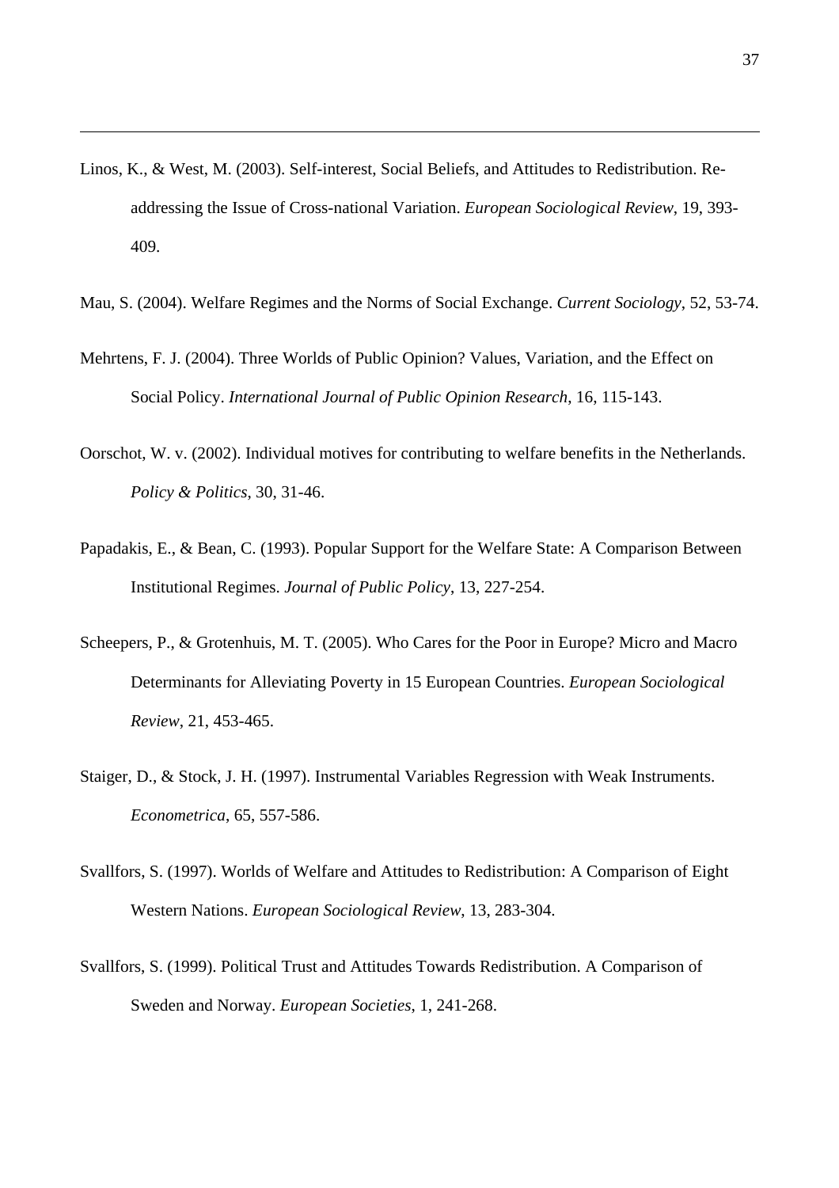Linos, K., & West, M. (2003). Self-interest, Social Beliefs, and Attitudes to Redistribution. Re-addressing the Issue of Cross-national Variation. *European Sociological Review*, 19, 393-409.

Mau, S. (2004). Welfare Regimes and the Norms of Social Exchange. *Current Sociology*, 52, 53-74.

Mehrtens, F. J. (2004). Three Worlds of Public Opinion? Values, Variation, and the Effect on Social Policy. *International Journal of Public Opinion Research*, 16, 115-143.

Oorschot, W. v. (2002). Individual motives for contributing to welfare benefits in the Netherlands. *Policy & Politics*, 30, 31-46.

Papadakis, E., & Bean, C. (1993). Popular Support for the Welfare State: A Comparison Between Institutional Regimes. *Journal of Public Policy*, 13, 227-254.

Scheepers, P., & Grotenhuis, M. T. (2005). Who Cares for the Poor in Europe? Micro and Macro Determinants for Alleviating Poverty in 15 European Countries. *European Sociological Review*, 21, 453-465.

Staiger, D., & Stock, J. H. (1997). Instrumental Variables Regression with Weak Instruments. *Econometrica*, 65, 557-586.

Svallfors, S. (1997). Worlds of Welfare and Attitudes to Redistribution: A Comparison of Eight Western Nations. *European Sociological Review*, 13, 283-304.

Svallfors, S. (1999). Political Trust and Attitudes Towards Redistribution. A Comparison of Sweden and Norway. *European Societies*, 1, 241-268.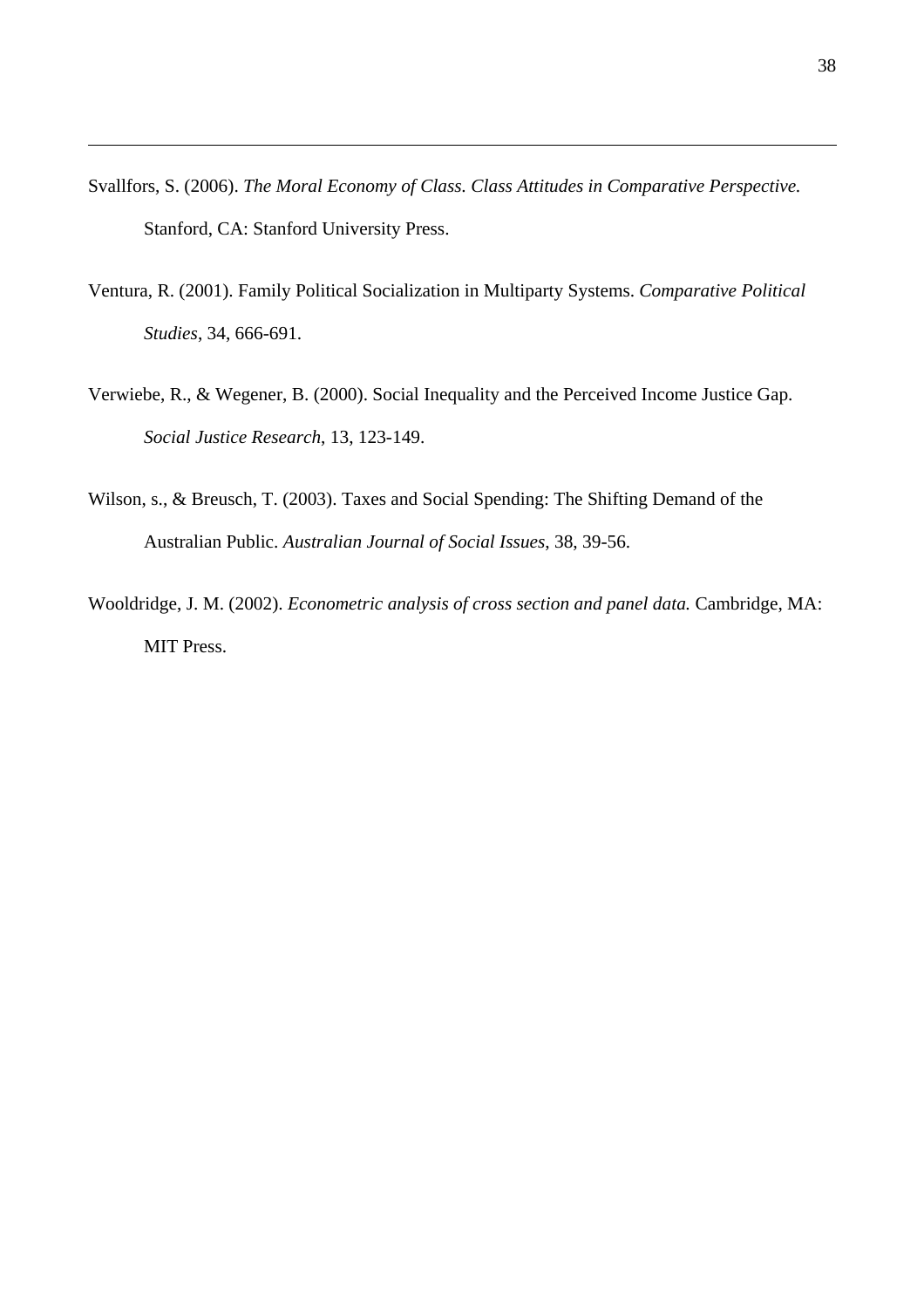Svallfors, S. (2006). *The Moral Economy of Class. Class Attitudes in Comparative Perspective.* Stanford, CA: Stanford University Press.

Ventura, R. (2001). Family Political Socialization in Multiparty Systems. *Comparative Political Studies*, 34, 666-691.

Verwiebe, R., & Wegener, B. (2000). Social Inequality and the Perceived Income Justice Gap. *Social Justice Research*, 13, 123-149.

Wilson, s., & Breusch, T. (2003). Taxes and Social Spending: The Shifting Demand of the Australian Public. *Australian Journal of Social Issues*, 38, 39-56.

Wooldridge, J. M. (2002). *Econometric analysis of cross section and panel data.* Cambridge, MA: MIT Press.